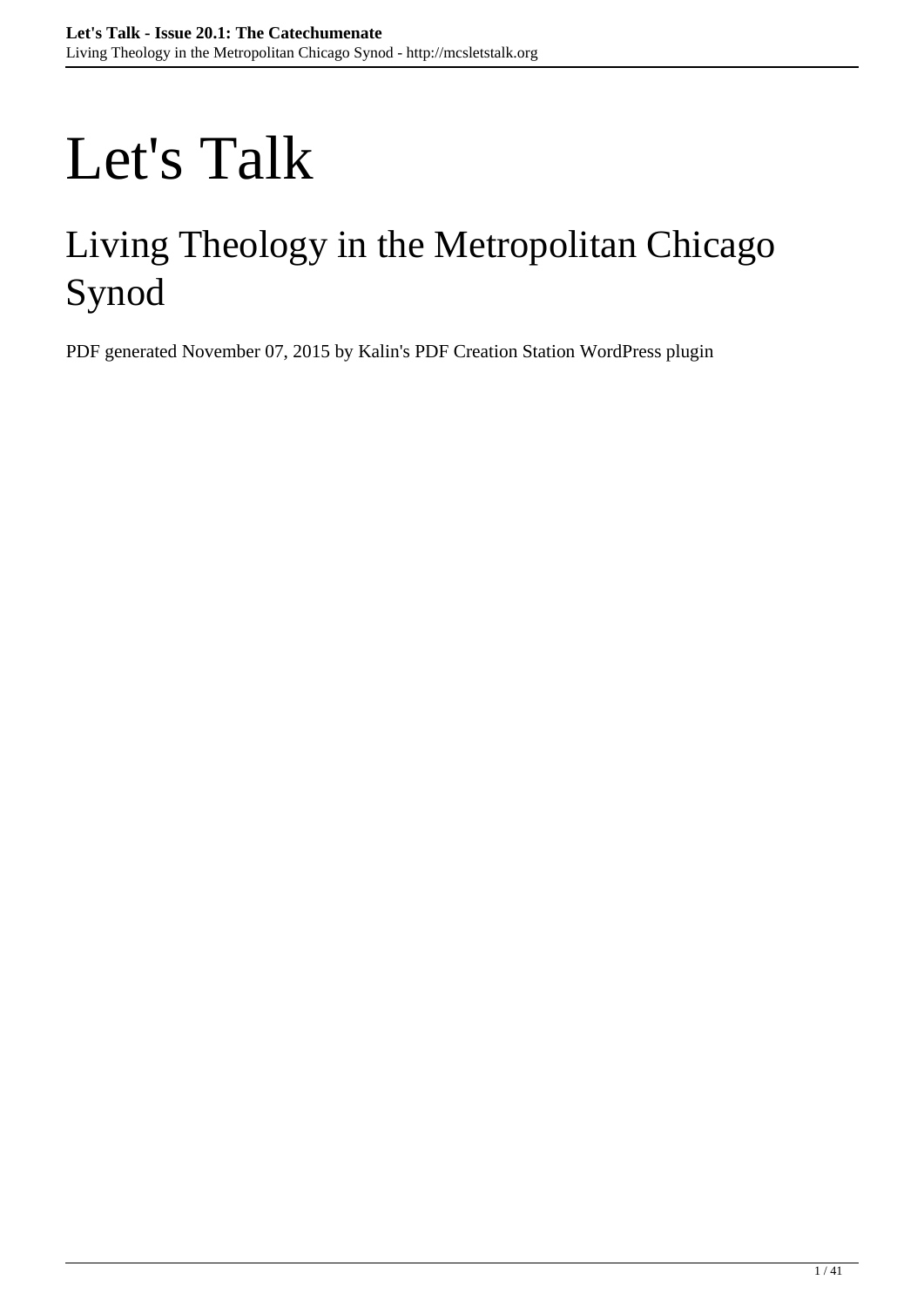# Let's Talk

## Living Theology in the Metropolitan Chicago Synod

PDF generated November 07, 2015 by Kalin's PDF Creation Station WordPress plugin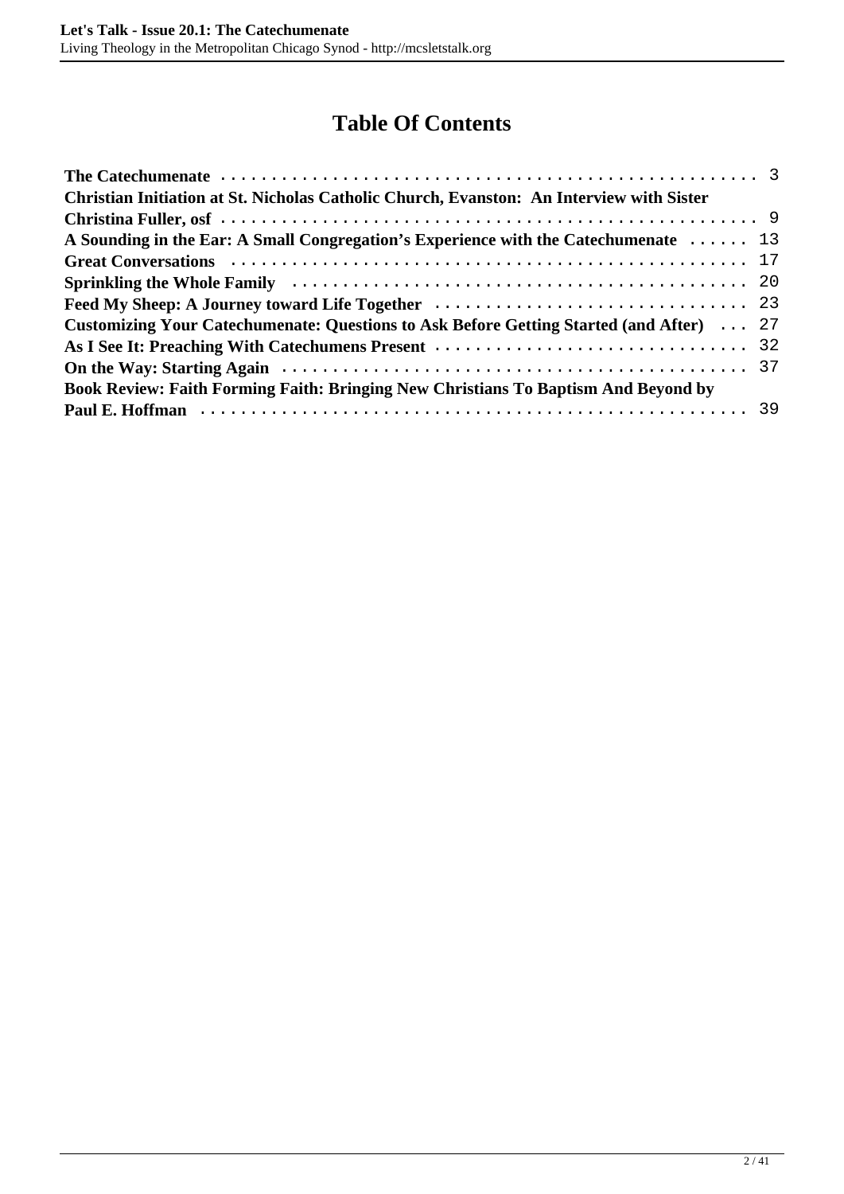# Table Of Contents

- **The Catechumenate** ........ 3
- **Christian Initiation at St. Nicholas Catholic Church, Evanston: An Interview with Sister Christina Fuller, osf** ........ 9
- **A Sounding in the Ear: A Small Congregation's Experience with the Catechumenate** ........ 13
- **Great Conversations** ........ 17
- **Sprinkling the Whole Family** ........ 20
- **Feed My Sheep: A Journey toward Life Together** ........ 23
- **Customizing Your Catechumenate: Questions to Ask Before Getting Started (and After)** ........ 27
- **As I See It: Preaching With Catechumens Present** ........ 32
- **On the Way: Starting Again** ........ 37
- **Book Review: Faith Forming Faith: Bringing New Christians To Baptism And Beyond by Paul E. Hoffman** ........ 39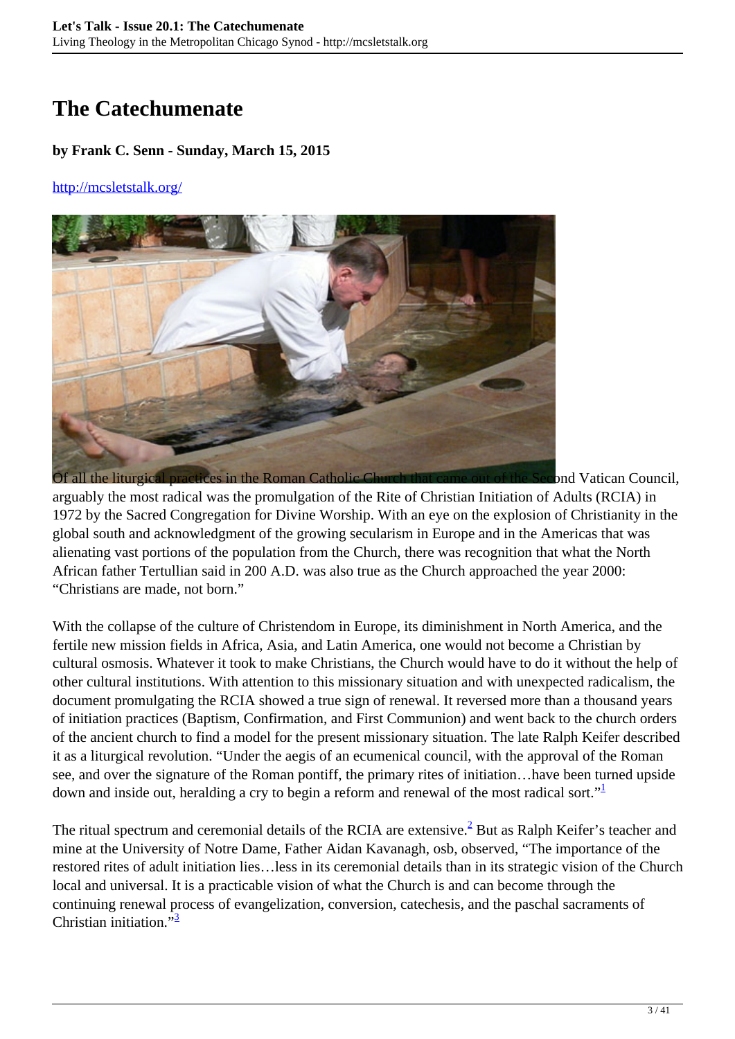# The Catechumenate

**by Frank C. Senn - Sunday, March 15, 2015**

http://mcsletstalk.org/

Of all the liturgical practices in the Roman Catholic Church that came out of the Second Vatican Council, arguably the most radical was the promulgation of the Rite of Christian Initiation of Adults (RCIA) in 1972 by the Sacred Congregation for Divine Worship. With an eye on the explosion of Christianity in the global south and acknowledgment of the growing secularism in Europe and in the Americas that was alienating vast portions of the population from the Church, there was recognition that what the North African father Tertullian said in 200 A.D. was also true as the Church approached the year 2000: "Christians are made, not born."

With the collapse of the culture of Christendom in Europe, its diminishment in North America, and the fertile new mission fields in Africa, Asia, and Latin America, one would not become a Christian by cultural osmosis. Whatever it took to make Christians, the Church would have to do it without the help of other cultural institutions. With attention to this missionary situation and with unexpected radicalism, the document promulgating the RCIA showed a true sign of renewal. It reversed more than a thousand years of initiation practices (Baptism, Confirmation, and First Communion) and went back to the church orders of the ancient church to find a model for the present missionary situation. The late Ralph Keifer described it as a liturgical revolution. "Under the aegis of an ecumenical council, with the approval of the Roman see, and over the signature of the Roman pontiff, the primary rites of initiation…have been turned upside down and inside out, heralding a cry to begin a reform and renewal of the most radical sort."[1]

The ritual spectrum and ceremonial details of the RCIA are extensive.[2] But as Ralph Keifer's teacher and mine at the University of Notre Dame, Father Aidan Kavanagh, osb, observed, "The importance of the restored rites of adult initiation lies…less in its ceremonial details than in its strategic vision of the Church local and universal. It is a practicable vision of what the Church is and can become through the continuing renewal process of evangelization, conversion, catechesis, and the paschal sacraments of Christian initiation."[3]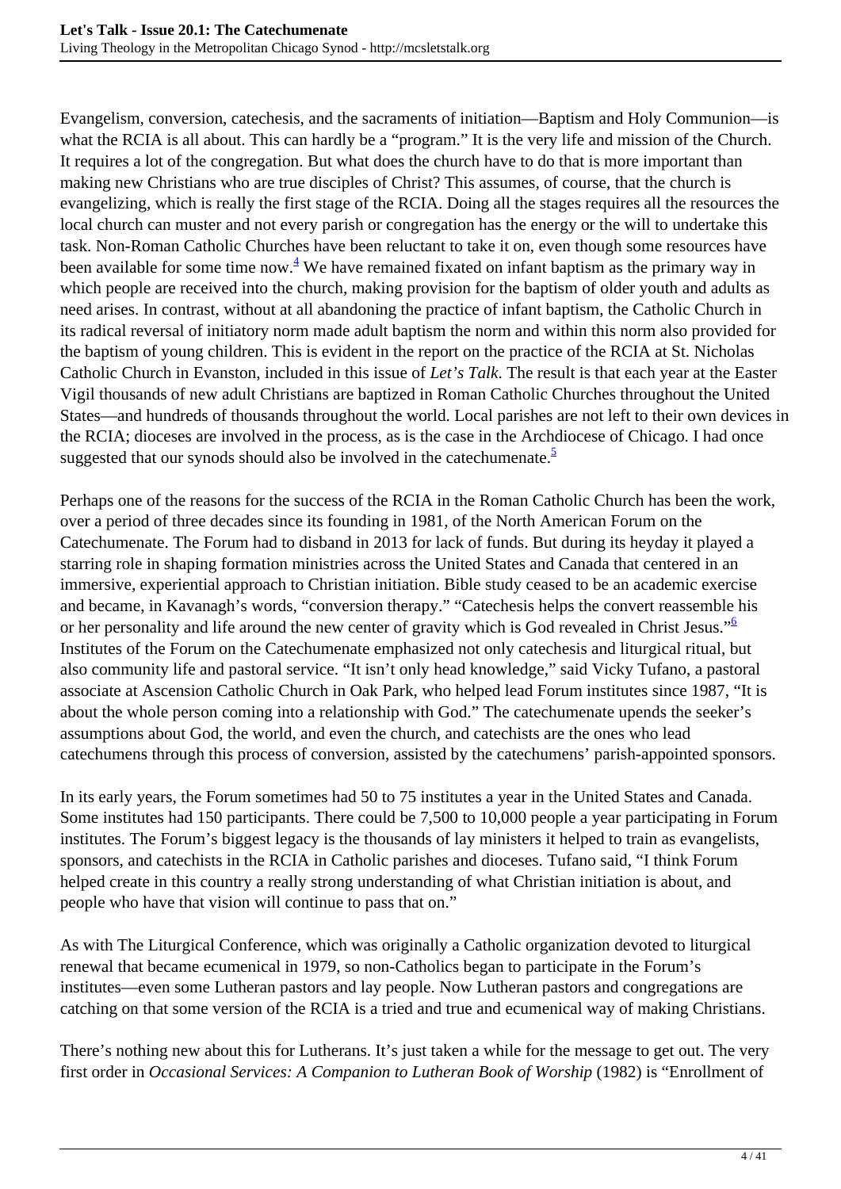Evangelism, conversion, catechesis, and the sacraments of initiation—Baptism and Holy Communion—is what the RCIA is all about. This can hardly be a "program." It is the very life and mission of the Church. It requires a lot of the congregation. But what does the church have to do that is more important than making new Christians who are true disciples of Christ? This assumes, of course, that the church is evangelizing, which is really the first stage of the RCIA. Doing all the stages requires all the resources the local church can muster and not every parish or congregation has the energy or the will to undertake this task. Non-Roman Catholic Churches have been reluctant to take it on, even though some resources have been available for some time now.[4] We have remained fixated on infant baptism as the primary way in which people are received into the church, making provision for the baptism of older youth and adults as need arises. In contrast, without at all abandoning the practice of infant baptism, the Catholic Church in its radical reversal of initiatory norm made adult baptism the norm and within this norm also provided for the baptism of young children. This is evident in the report on the practice of the RCIA at St. Nicholas Catholic Church in Evanston, included in this issue of *Let's Talk*. The result is that each year at the Easter Vigil thousands of new adult Christians are baptized in Roman Catholic Churches throughout the United States—and hundreds of thousands throughout the world. Local parishes are not left to their own devices in the RCIA; dioceses are involved in the process, as is the case in the Archdiocese of Chicago. I had once suggested that our synods should also be involved in the catechumenate.[5]

Perhaps one of the reasons for the success of the RCIA in the Roman Catholic Church has been the work, over a period of three decades since its founding in 1981, of the North American Forum on the Catechumenate. The Forum had to disband in 2013 for lack of funds. But during its heyday it played a starring role in shaping formation ministries across the United States and Canada that centered in an immersive, experiential approach to Christian initiation. Bible study ceased to be an academic exercise and became, in Kavanagh's words, "conversion therapy." "Catechesis helps the convert reassemble his or her personality and life around the new center of gravity which is God revealed in Christ Jesus."[6] Institutes of the Forum on the Catechumenate emphasized not only catechesis and liturgical ritual, but also community life and pastoral service. "It isn't only head knowledge," said Vicky Tufano, a pastoral associate at Ascension Catholic Church in Oak Park, who helped lead Forum institutes since 1987, "It is about the whole person coming into a relationship with God." The catechumenate upends the seeker's assumptions about God, the world, and even the church, and catechists are the ones who lead catechumens through this process of conversion, assisted by the catechumens' parish-appointed sponsors.

In its early years, the Forum sometimes had 50 to 75 institutes a year in the United States and Canada. Some institutes had 150 participants. There could be 7,500 to 10,000 people a year participating in Forum institutes. The Forum's biggest legacy is the thousands of lay ministers it helped to train as evangelists, sponsors, and catechists in the RCIA in Catholic parishes and dioceses. Tufano said, "I think Forum helped create in this country a really strong understanding of what Christian initiation is about, and people who have that vision will continue to pass that on."

As with The Liturgical Conference, which was originally a Catholic organization devoted to liturgical renewal that became ecumenical in 1979, so non-Catholics began to participate in the Forum's institutes—even some Lutheran pastors and lay people. Now Lutheran pastors and congregations are catching on that some version of the RCIA is a tried and true and ecumenical way of making Christians.

There's nothing new about this for Lutherans. It's just taken a while for the message to get out. The very first order in *Occasional Services: A Companion to Lutheran Book of Worship* (1982) is "Enrollment of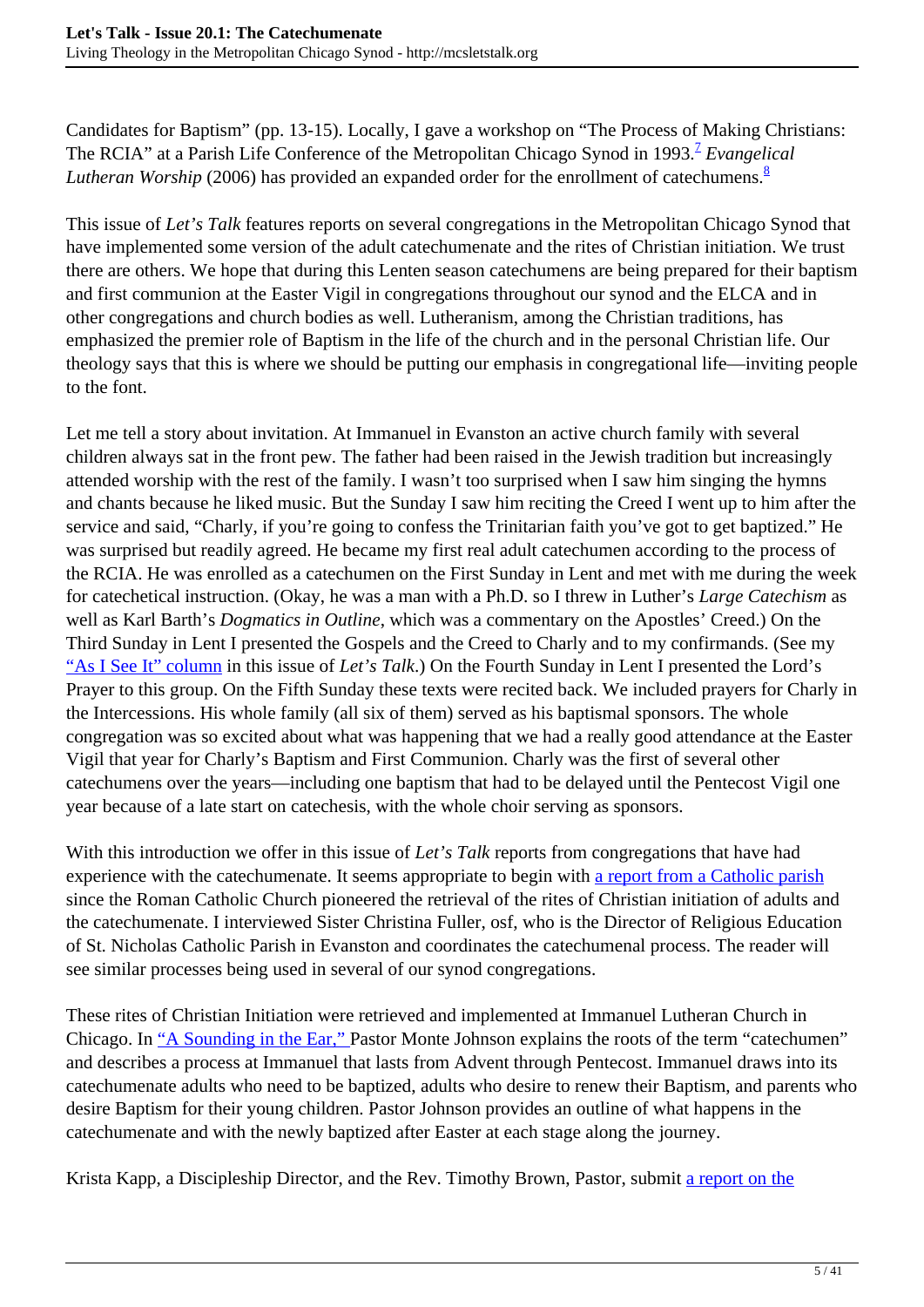Candidates for Baptism" (pp. 13-15). Locally, I gave a workshop on "The Process of Making Christians: The RCIA" at a Parish Life Conference of the Metropolitan Chicago Synod in 1993.[7] *Evangelical Lutheran Worship* (2006) has provided an expanded order for the enrollment of catechumens.[8]

This issue of *Let's Talk* features reports on several congregations in the Metropolitan Chicago Synod that have implemented some version of the adult catechumenate and the rites of Christian initiation. We trust there are others. We hope that during this Lenten season catechumens are being prepared for their baptism and first communion at the Easter Vigil in congregations throughout our synod and the ELCA and in other congregations and church bodies as well. Lutheranism, among the Christian traditions, has emphasized the premier role of Baptism in the life of the church and in the personal Christian life. Our theology says that this is where we should be putting our emphasis in congregational life—inviting people to the font.

Let me tell a story about invitation. At Immanuel in Evanston an active church family with several children always sat in the front pew. The father had been raised in the Jewish tradition but increasingly attended worship with the rest of the family. I wasn't too surprised when I saw him singing the hymns and chants because he liked music. But the Sunday I saw him reciting the Creed I went up to him after the service and said, "Charly, if you're going to confess the Trinitarian faith you've got to get baptized." He was surprised but readily agreed. He became my first real adult catechumen according to the process of the RCIA. He was enrolled as a catechumen on the First Sunday in Lent and met with me during the week for catechetical instruction. (Okay, he was a man with a Ph.D. so I threw in Luther's *Large Catechism* as well as Karl Barth's *Dogmatics in Outline*, which was a commentary on the Apostles' Creed.) On the Third Sunday in Lent I presented the Gospels and the Creed to Charly and to my confirmands. (See my "As I See It" column in this issue of *Let's Talk*.) On the Fourth Sunday in Lent I presented the Lord's Prayer to this group. On the Fifth Sunday these texts were recited back. We included prayers for Charly in the Intercessions. His whole family (all six of them) served as his baptismal sponsors. The whole congregation was so excited about what was happening that we had a really good attendance at the Easter Vigil that year for Charly's Baptism and First Communion. Charly was the first of several other catechumens over the years—including one baptism that had to be delayed until the Pentecost Vigil one year because of a late start on catechesis, with the whole choir serving as sponsors.

With this introduction we offer in this issue of *Let's Talk* reports from congregations that have had experience with the catechumenate. It seems appropriate to begin with a report from a Catholic parish since the Roman Catholic Church pioneered the retrieval of the rites of Christian initiation of adults and the catechumenate. I interviewed Sister Christina Fuller, osf, who is the Director of Religious Education of St. Nicholas Catholic Parish in Evanston and coordinates the catechumenal process. The reader will see similar processes being used in several of our synod congregations.

These rites of Christian Initiation were retrieved and implemented at Immanuel Lutheran Church in Chicago. In "A Sounding in the Ear," Pastor Monte Johnson explains the roots of the term "catechumen" and describes a process at Immanuel that lasts from Advent through Pentecost. Immanuel draws into its catechumenate adults who need to be baptized, adults who desire to renew their Baptism, and parents who desire Baptism for their young children. Pastor Johnson provides an outline of what happens in the catechumenate and with the newly baptized after Easter at each stage along the journey.

Krista Kapp, a Discipleship Director, and the Rev. Timothy Brown, Pastor, submit a report on the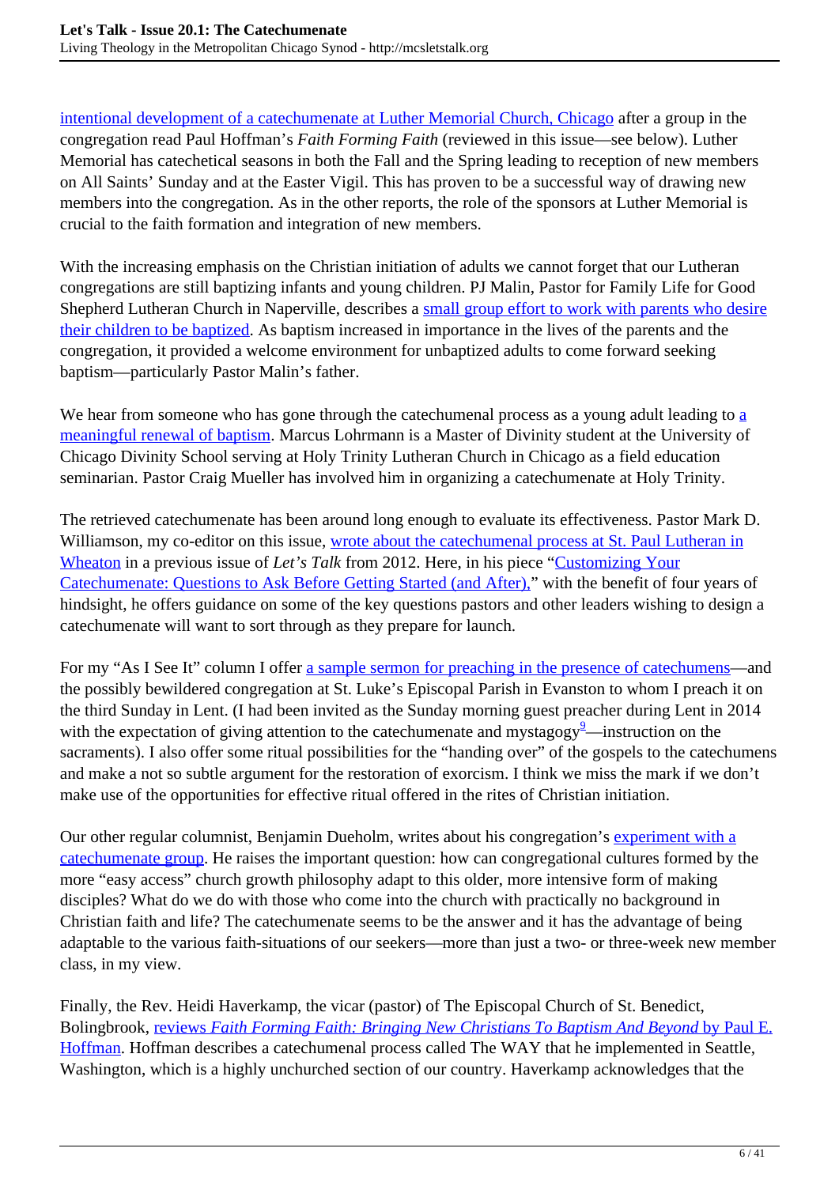intentional development of a catechumenate at Luther Memorial Church, Chicago after a group in the congregation read Paul Hoffman's *Faith Forming Faith* (reviewed in this issue—see below). Luther Memorial has catechetical seasons in both the Fall and the Spring leading to reception of new members on All Saints' Sunday and at the Easter Vigil. This has proven to be a successful way of drawing new members into the congregation. As in the other reports, the role of the sponsors at Luther Memorial is crucial to the faith formation and integration of new members.

With the increasing emphasis on the Christian initiation of adults we cannot forget that our Lutheran congregations are still baptizing infants and young children. PJ Malin, Pastor for Family Life for Good Shepherd Lutheran Church in Naperville, describes a small group effort to work with parents who desire their children to be baptized. As baptism increased in importance in the lives of the parents and the congregation, it provided a welcome environment for unbaptized adults to come forward seeking baptism—particularly Pastor Malin's father.

We hear from someone who has gone through the catechumenal process as a young adult leading to a meaningful renewal of baptism. Marcus Lohrmann is a Master of Divinity student at the University of Chicago Divinity School serving at Holy Trinity Lutheran Church in Chicago as a field education seminarian. Pastor Craig Mueller has involved him in organizing a catechumenate at Holy Trinity.

The retrieved catechumenate has been around long enough to evaluate its effectiveness. Pastor Mark D. Williamson, my co-editor on this issue, wrote about the catechumenal process at St. Paul Lutheran in Wheaton in a previous issue of *Let's Talk* from 2012. Here, in his piece "Customizing Your Catechumenate: Questions to Ask Before Getting Started (and After)," with the benefit of four years of hindsight, he offers guidance on some of the key questions pastors and other leaders wishing to design a catechumenate will want to sort through as they prepare for launch.

For my "As I See It" column I offer a sample sermon for preaching in the presence of catechumens—and the possibly bewildered congregation at St. Luke's Episcopal Parish in Evanston to whom I preach it on the third Sunday in Lent. (I had been invited as the Sunday morning guest preacher during Lent in 2014 with the expectation of giving attention to the catechumenate and mystagogy[9]—instruction on the sacraments). I also offer some ritual possibilities for the "handing over" of the gospels to the catechumens and make a not so subtle argument for the restoration of exorcism. I think we miss the mark if we don't make use of the opportunities for effective ritual offered in the rites of Christian initiation.

Our other regular columnist, Benjamin Dueholm, writes about his congregation's experiment with a catechumenate group. He raises the important question: how can congregational cultures formed by the more "easy access" church growth philosophy adapt to this older, more intensive form of making disciples? What do we do with those who come into the church with practically no background in Christian faith and life? The catechumenate seems to be the answer and it has the advantage of being adaptable to the various faith-situations of our seekers—more than just a two- or three-week new member class, in my view.

Finally, the Rev. Heidi Haverkamp, the vicar (pastor) of The Episcopal Church of St. Benedict, Bolingbrook, reviews *Faith Forming Faith: Bringing New Christians To Baptism And Beyond* by Paul E. Hoffman. Hoffman describes a catechumenal process called The WAY that he implemented in Seattle, Washington, which is a highly unchurched section of our country. Haverkamp acknowledges that the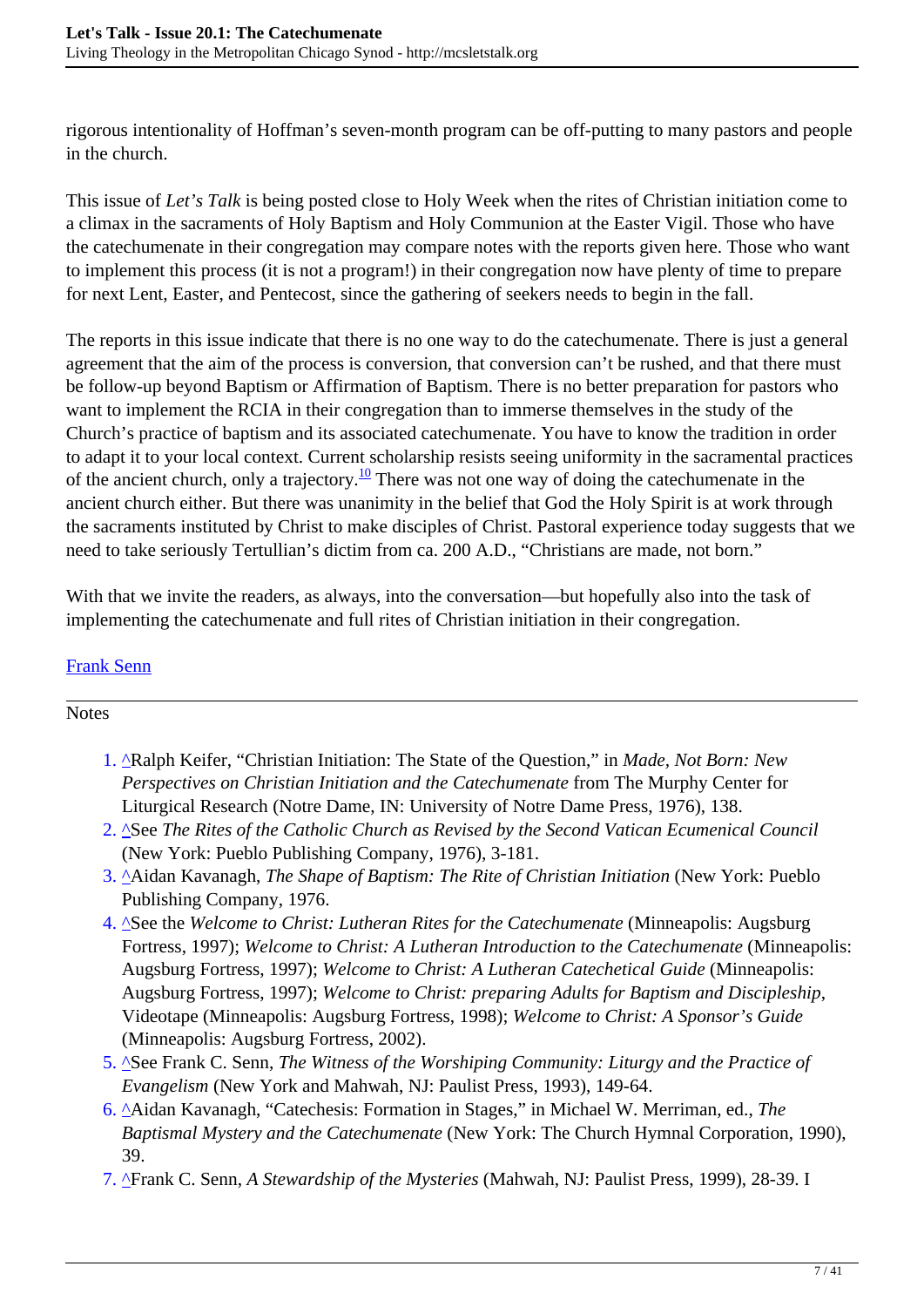rigorous intentionality of Hoffman's seven-month program can be off-putting to many pastors and people in the church.

This issue of *Let's Talk* is being posted close to Holy Week when the rites of Christian initiation come to a climax in the sacraments of Holy Baptism and Holy Communion at the Easter Vigil. Those who have the catechumenate in their congregation may compare notes with the reports given here. Those who want to implement this process (it is not a program!) in their congregation now have plenty of time to prepare for next Lent, Easter, and Pentecost, since the gathering of seekers needs to begin in the fall.

The reports in this issue indicate that there is no one way to do the catechumenate. There is just a general agreement that the aim of the process is conversion, that conversion can't be rushed, and that there must be follow-up beyond Baptism or Affirmation of Baptism. There is no better preparation for pastors who want to implement the RCIA in their congregation than to immerse themselves in the study of the Church's practice of baptism and its associated catechumenate. You have to know the tradition in order to adapt it to your local context. Current scholarship resists seeing uniformity in the sacramental practices of the ancient church, only a trajectory.[10] There was not one way of doing the catechumenate in the ancient church either. But there was unanimity in the belief that God the Holy Spirit is at work through the sacraments instituted by Christ to make disciples of Christ. Pastoral experience today suggests that we need to take seriously Tertullian's dictim from ca. 200 A.D., "Christians are made, not born."

With that we invite the readers, as always, into the conversation—but hopefully also into the task of implementing the catechumenate and full rites of Christian initiation in their congregation.

Frank Senn

---

Notes

1. ^Ralph Keifer, "Christian Initiation: The State of the Question," in *Made, Not Born: New Perspectives on Christian Initiation and the Catechumenate* from The Murphy Center for Liturgical Research (Notre Dame, IN: University of Notre Dame Press, 1976), 138.
2. ^See *The Rites of the Catholic Church as Revised by the Second Vatican Ecumenical Council* (New York: Pueblo Publishing Company, 1976), 3-181.
3. ^Aidan Kavanagh, *The Shape of Baptism: The Rite of Christian Initiation* (New York: Pueblo Publishing Company, 1976.
4. ^See the *Welcome to Christ: Lutheran Rites for the Catechumenate* (Minneapolis: Augsburg Fortress, 1997); *Welcome to Christ: A Lutheran Introduction to the Catechumenate* (Minneapolis: Augsburg Fortress, 1997); *Welcome to Christ: A Lutheran Catechetical Guide* (Minneapolis: Augsburg Fortress, 1997); *Welcome to Christ: preparing Adults for Baptism and Discipleship*, Videotape (Minneapolis: Augsburg Fortress, 1998); *Welcome to Christ: A Sponsor's Guide* (Minneapolis: Augsburg Fortress, 2002).
5. ^See Frank C. Senn, *The Witness of the Worshiping Community: Liturgy and the Practice of Evangelism* (New York and Mahwah, NJ: Paulist Press, 1993), 149-64.
6. ^Aidan Kavanagh, "Catechesis: Formation in Stages," in Michael W. Merriman, ed., *The Baptismal Mystery and the Catechumenate* (New York: The Church Hymnal Corporation, 1990), 39.
7. ^Frank C. Senn, *A Stewardship of the Mysteries* (Mahwah, NJ: Paulist Press, 1999), 28-39. I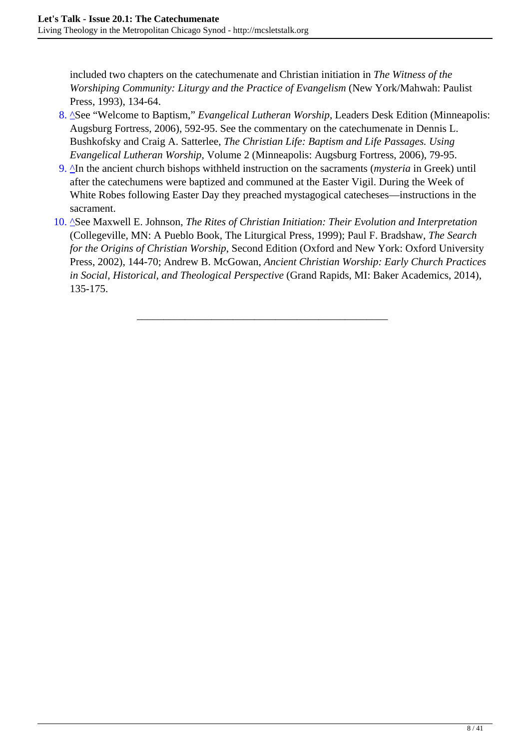included two chapters on the catechumenate and Christian initiation in *The Witness of the Worshiping Community: Liturgy and the Practice of Evangelism* (New York/Mahwah: Paulist Press, 1993), 134-64.

8. ^See "Welcome to Baptism," *Evangelical Lutheran Worship*, Leaders Desk Edition (Minneapolis: Augsburg Fortress, 2006), 592-95. See the commentary on the catechumenate in Dennis L. Bushkofsky and Craig A. Satterlee, *The Christian Life: Baptism and Life Passages. Using Evangelical Lutheran Worship*, Volume 2 (Minneapolis: Augsburg Fortress, 2006), 79-95.
9. ^In the ancient church bishops withheld instruction on the sacraments (*mysteria* in Greek) until after the catechumens were baptized and communed at the Easter Vigil. During the Week of White Robes following Easter Day they preached mystagogical catecheses—instructions in the sacrament.
10. ^See Maxwell E. Johnson, *The Rites of Christian Initiation: Their Evolution and Interpretation* (Collegeville, MN: A Pueblo Book, The Liturgical Press, 1999); Paul F. Bradshaw, *The Search for the Origins of Christian Worship*, Second Edition (Oxford and New York: Oxford University Press, 2002), 144-70; Andrew B. McGowan, *Ancient Christian Worship: Early Church Practices in Social, Historical, and Theological Perspective* (Grand Rapids, MI: Baker Academics, 2014), 135-175.

---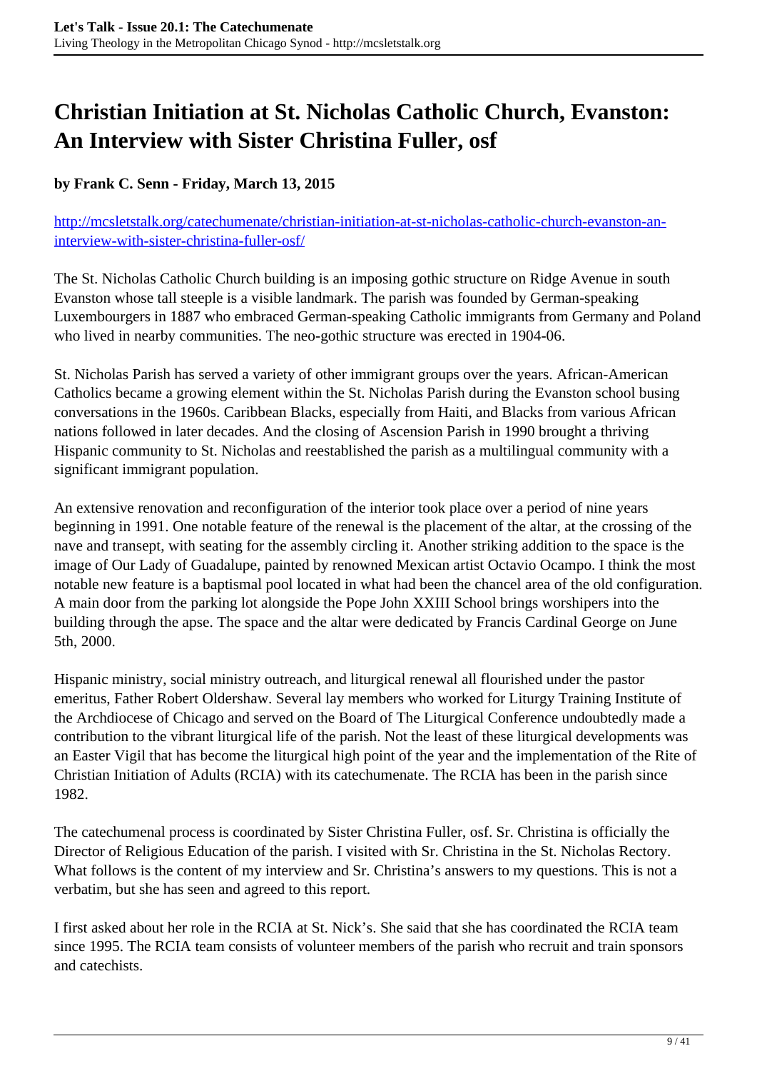# Christian Initiation at St. Nicholas Catholic Church, Evanston: An Interview with Sister Christina Fuller, osf

**by Frank C. Senn - Friday, March 13, 2015**

http://mcsletstalk.org/catechumenate/christian-initiation-at-st-nicholas-catholic-church-evanston-an-interview-with-sister-christina-fuller-osf/

The St. Nicholas Catholic Church building is an imposing gothic structure on Ridge Avenue in south Evanston whose tall steeple is a visible landmark. The parish was founded by German-speaking Luxembourgers in 1887 who embraced German-speaking Catholic immigrants from Germany and Poland who lived in nearby communities. The neo-gothic structure was erected in 1904-06.

St. Nicholas Parish has served a variety of other immigrant groups over the years. African-American Catholics became a growing element within the St. Nicholas Parish during the Evanston school busing conversations in the 1960s. Caribbean Blacks, especially from Haiti, and Blacks from various African nations followed in later decades. And the closing of Ascension Parish in 1990 brought a thriving Hispanic community to St. Nicholas and reestablished the parish as a multilingual community with a significant immigrant population.

An extensive renovation and reconfiguration of the interior took place over a period of nine years beginning in 1991. One notable feature of the renewal is the placement of the altar, at the crossing of the nave and transept, with seating for the assembly circling it. Another striking addition to the space is the image of Our Lady of Guadalupe, painted by renowned Mexican artist Octavio Ocampo. I think the most notable new feature is a baptismal pool located in what had been the chancel area of the old configuration. A main door from the parking lot alongside the Pope John XXIII School brings worshipers into the building through the apse. The space and the altar were dedicated by Francis Cardinal George on June 5th, 2000.

Hispanic ministry, social ministry outreach, and liturgical renewal all flourished under the pastor emeritus, Father Robert Oldershaw. Several lay members who worked for Liturgy Training Institute of the Archdiocese of Chicago and served on the Board of The Liturgical Conference undoubtedly made a contribution to the vibrant liturgical life of the parish. Not the least of these liturgical developments was an Easter Vigil that has become the liturgical high point of the year and the implementation of the Rite of Christian Initiation of Adults (RCIA) with its catechumenate. The RCIA has been in the parish since 1982.

The catechumenal process is coordinated by Sister Christina Fuller, osf. Sr. Christina is officially the Director of Religious Education of the parish. I visited with Sr. Christina in the St. Nicholas Rectory. What follows is the content of my interview and Sr. Christina's answers to my questions. This is not a verbatim, but she has seen and agreed to this report.

I first asked about her role in the RCIA at St. Nick's. She said that she has coordinated the RCIA team since 1995. The RCIA team consists of volunteer members of the parish who recruit and train sponsors and catechists.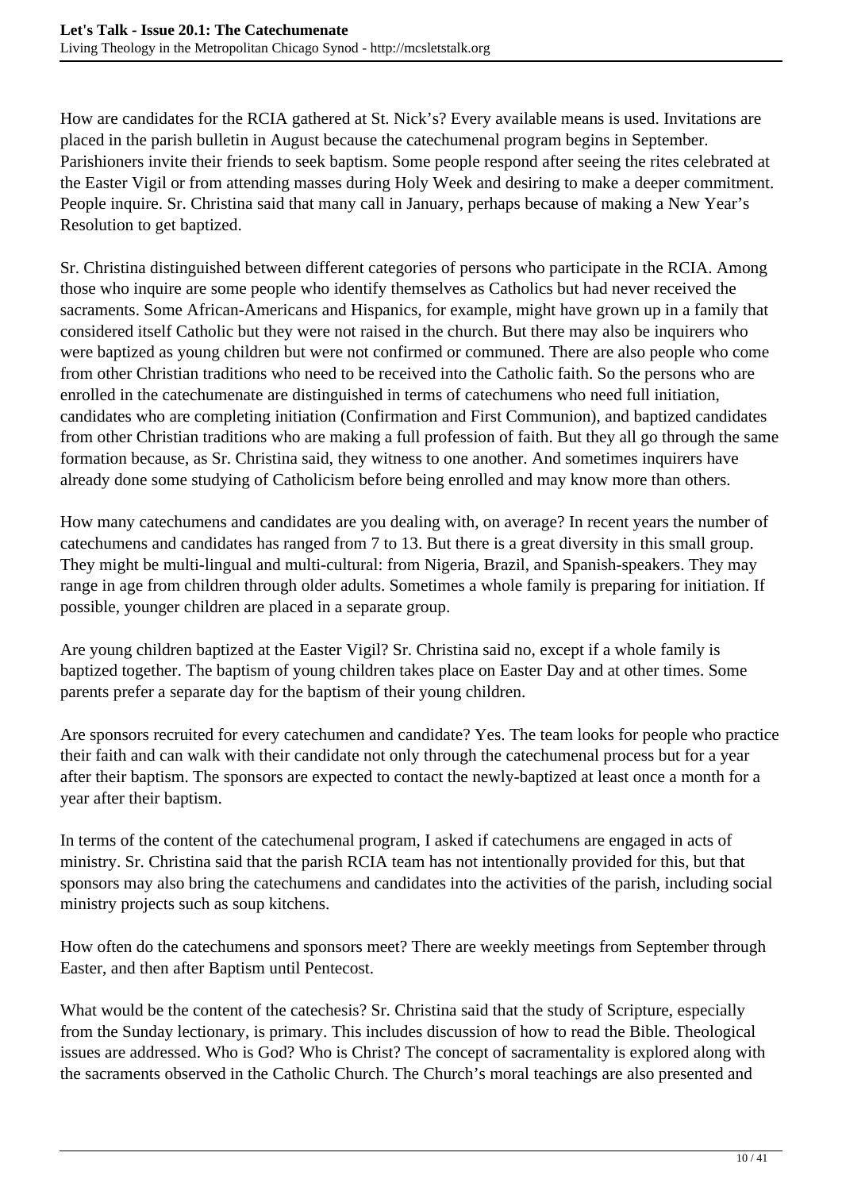How are candidates for the RCIA gathered at St. Nick's? Every available means is used. Invitations are placed in the parish bulletin in August because the catechumenal program begins in September. Parishioners invite their friends to seek baptism. Some people respond after seeing the rites celebrated at the Easter Vigil or from attending masses during Holy Week and desiring to make a deeper commitment. People inquire. Sr. Christina said that many call in January, perhaps because of making a New Year's Resolution to get baptized.

Sr. Christina distinguished between different categories of persons who participate in the RCIA. Among those who inquire are some people who identify themselves as Catholics but had never received the sacraments. Some African-Americans and Hispanics, for example, might have grown up in a family that considered itself Catholic but they were not raised in the church. But there may also be inquirers who were baptized as young children but were not confirmed or communed. There are also people who come from other Christian traditions who need to be received into the Catholic faith. So the persons who are enrolled in the catechumenate are distinguished in terms of catechumens who need full initiation, candidates who are completing initiation (Confirmation and First Communion), and baptized candidates from other Christian traditions who are making a full profession of faith. But they all go through the same formation because, as Sr. Christina said, they witness to one another. And sometimes inquirers have already done some studying of Catholicism before being enrolled and may know more than others.

How many catechumens and candidates are you dealing with, on average? In recent years the number of catechumens and candidates has ranged from 7 to 13. But there is a great diversity in this small group. They might be multi-lingual and multi-cultural: from Nigeria, Brazil, and Spanish-speakers. They may range in age from children through older adults. Sometimes a whole family is preparing for initiation. If possible, younger children are placed in a separate group.

Are young children baptized at the Easter Vigil? Sr. Christina said no, except if a whole family is baptized together. The baptism of young children takes place on Easter Day and at other times. Some parents prefer a separate day for the baptism of their young children.

Are sponsors recruited for every catechumen and candidate? Yes. The team looks for people who practice their faith and can walk with their candidate not only through the catechumenal process but for a year after their baptism. The sponsors are expected to contact the newly-baptized at least once a month for a year after their baptism.

In terms of the content of the catechumenal program, I asked if catechumens are engaged in acts of ministry. Sr. Christina said that the parish RCIA team has not intentionally provided for this, but that sponsors may also bring the catechumens and candidates into the activities of the parish, including social ministry projects such as soup kitchens.

How often do the catechumens and sponsors meet? There are weekly meetings from September through Easter, and then after Baptism until Pentecost.

What would be the content of the catechesis? Sr. Christina said that the study of Scripture, especially from the Sunday lectionary, is primary. This includes discussion of how to read the Bible. Theological issues are addressed. Who is God? Who is Christ? The concept of sacramentality is explored along with the sacraments observed in the Catholic Church. The Church's moral teachings are also presented and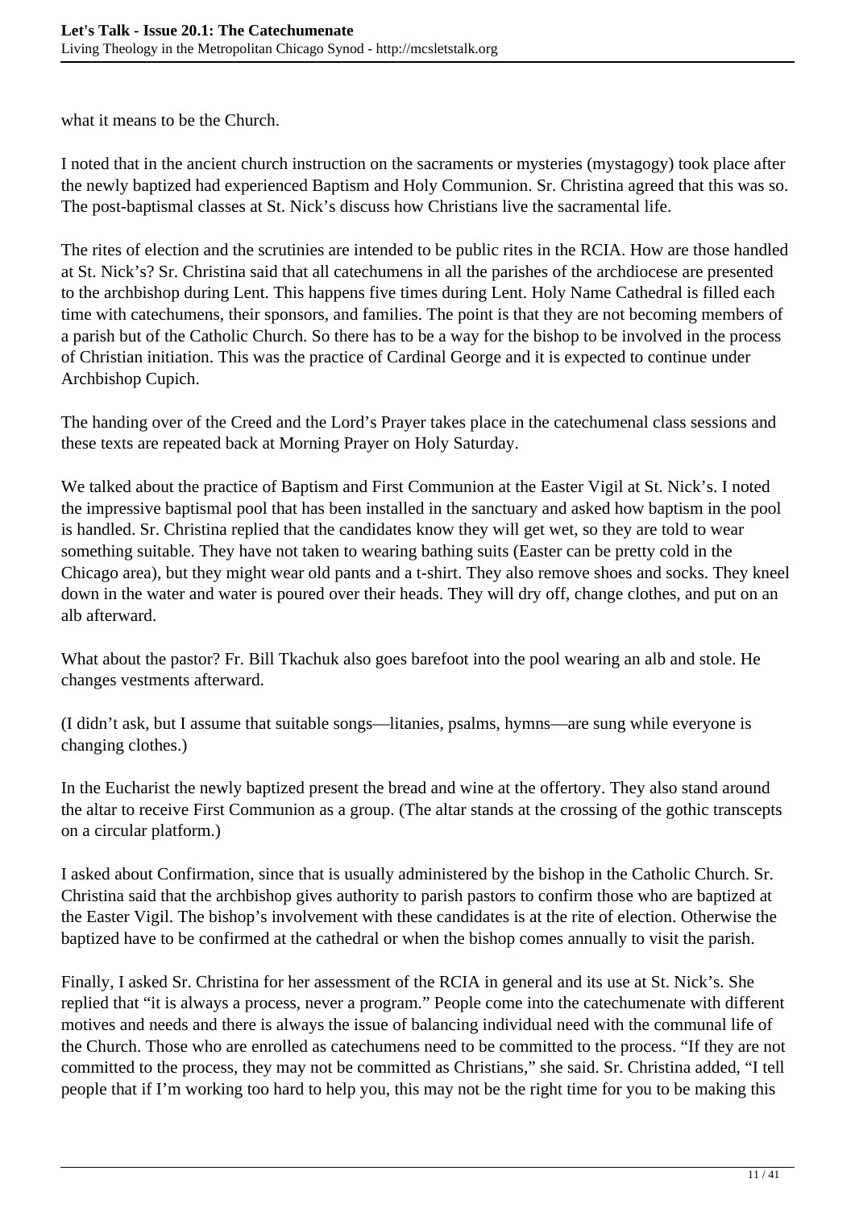what it means to be the Church.

I noted that in the ancient church instruction on the sacraments or mysteries (mystagogy) took place after the newly baptized had experienced Baptism and Holy Communion. Sr. Christina agreed that this was so. The post-baptismal classes at St. Nick's discuss how Christians live the sacramental life.

The rites of election and the scrutinies are intended to be public rites in the RCIA. How are those handled at St. Nick's? Sr. Christina said that all catechumens in all the parishes of the archdiocese are presented to the archbishop during Lent. This happens five times during Lent. Holy Name Cathedral is filled each time with catechumens, their sponsors, and families. The point is that they are not becoming members of a parish but of the Catholic Church. So there has to be a way for the bishop to be involved in the process of Christian initiation. This was the practice of Cardinal George and it is expected to continue under Archbishop Cupich.

The handing over of the Creed and the Lord's Prayer takes place in the catechumenal class sessions and these texts are repeated back at Morning Prayer on Holy Saturday.

We talked about the practice of Baptism and First Communion at the Easter Vigil at St. Nick's. I noted the impressive baptismal pool that has been installed in the sanctuary and asked how baptism in the pool is handled. Sr. Christina replied that the candidates know they will get wet, so they are told to wear something suitable. They have not taken to wearing bathing suits (Easter can be pretty cold in the Chicago area), but they might wear old pants and a t-shirt. They also remove shoes and socks. They kneel down in the water and water is poured over their heads. They will dry off, change clothes, and put on an alb afterward.

What about the pastor? Fr. Bill Tkachuk also goes barefoot into the pool wearing an alb and stole. He changes vestments afterward.

(I didn't ask, but I assume that suitable songs—litanies, psalms, hymns—are sung while everyone is changing clothes.)

In the Eucharist the newly baptized present the bread and wine at the offertory. They also stand around the altar to receive First Communion as a group. (The altar stands at the crossing of the gothic transcepts on a circular platform.)

I asked about Confirmation, since that is usually administered by the bishop in the Catholic Church. Sr. Christina said that the archbishop gives authority to parish pastors to confirm those who are baptized at the Easter Vigil. The bishop's involvement with these candidates is at the rite of election. Otherwise the baptized have to be confirmed at the cathedral or when the bishop comes annually to visit the parish.

Finally, I asked Sr. Christina for her assessment of the RCIA in general and its use at St. Nick's. She replied that "it is always a process, never a program." People come into the catechumenate with different motives and needs and there is always the issue of balancing individual need with the communal life of the Church. Those who are enrolled as catechumens need to be committed to the process. "If they are not committed to the process, they may not be committed as Christians," she said. Sr. Christina added, "I tell people that if I'm working too hard to help you, this may not be the right time for you to be making this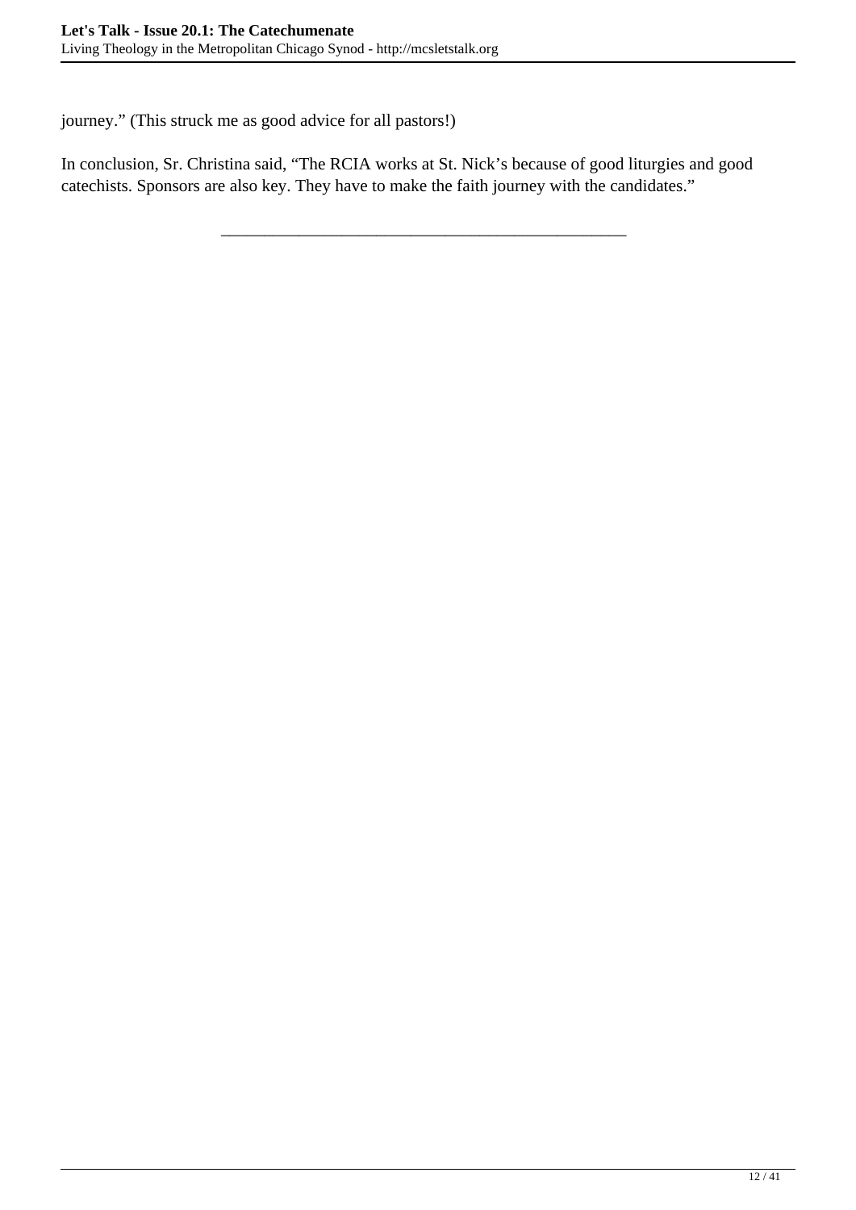journey.” (This struck me as good advice for all pastors!)

In conclusion, Sr. Christina said, “The RCIA works at St. Nick’s because of good liturgies and good catechists. Sponsors are also key. They have to make the faith journey with the candidates.”

---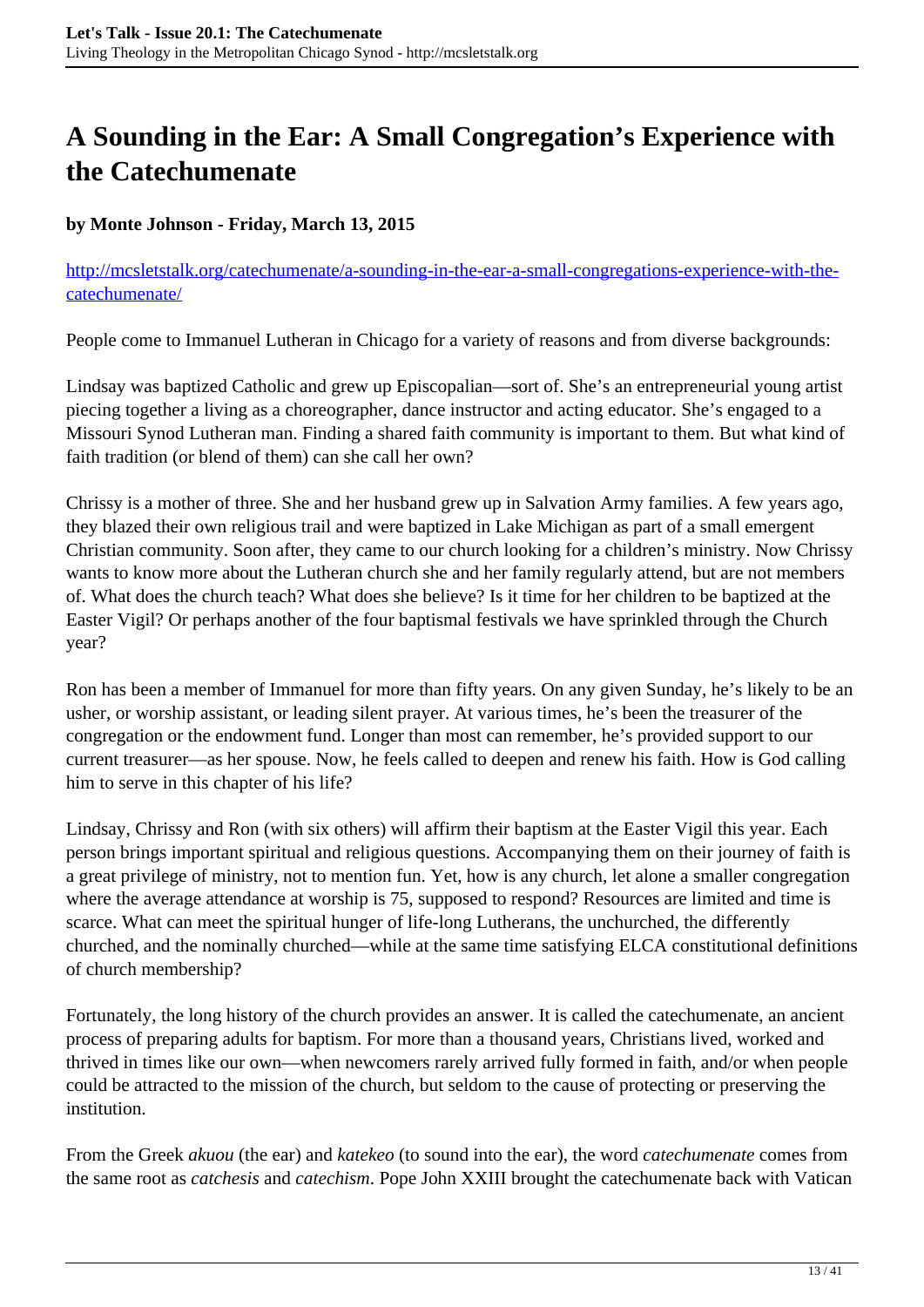# A Sounding in the Ear: A Small Congregation's Experience with the Catechumenate

**by Monte Johnson - Friday, March 13, 2015**

http://mcsletstalk.org/catechumenate/a-sounding-in-the-ear-a-small-congregations-experience-with-the-catechumenate/

People come to Immanuel Lutheran in Chicago for a variety of reasons and from diverse backgrounds:

Lindsay was baptized Catholic and grew up Episcopalian—sort of. She's an entrepreneurial young artist piecing together a living as a choreographer, dance instructor and acting educator. She's engaged to a Missouri Synod Lutheran man. Finding a shared faith community is important to them. But what kind of faith tradition (or blend of them) can she call her own?

Chrissy is a mother of three. She and her husband grew up in Salvation Army families. A few years ago, they blazed their own religious trail and were baptized in Lake Michigan as part of a small emergent Christian community. Soon after, they came to our church looking for a children's ministry. Now Chrissy wants to know more about the Lutheran church she and her family regularly attend, but are not members of. What does the church teach? What does she believe? Is it time for her children to be baptized at the Easter Vigil? Or perhaps another of the four baptismal festivals we have sprinkled through the Church year?

Ron has been a member of Immanuel for more than fifty years. On any given Sunday, he's likely to be an usher, or worship assistant, or leading silent prayer. At various times, he's been the treasurer of the congregation or the endowment fund. Longer than most can remember, he's provided support to our current treasurer—as her spouse. Now, he feels called to deepen and renew his faith. How is God calling him to serve in this chapter of his life?

Lindsay, Chrissy and Ron (with six others) will affirm their baptism at the Easter Vigil this year. Each person brings important spiritual and religious questions. Accompanying them on their journey of faith is a great privilege of ministry, not to mention fun. Yet, how is any church, let alone a smaller congregation where the average attendance at worship is 75, supposed to respond? Resources are limited and time is scarce. What can meet the spiritual hunger of life-long Lutherans, the unchurched, the differently churched, and the nominally churched—while at the same time satisfying ELCA constitutional definitions of church membership?

Fortunately, the long history of the church provides an answer. It is called the catechumenate, an ancient process of preparing adults for baptism. For more than a thousand years, Christians lived, worked and thrived in times like our own—when newcomers rarely arrived fully formed in faith, and/or when people could be attracted to the mission of the church, but seldom to the cause of protecting or preserving the institution.

From the Greek *akuou* (the ear) and *katekeo* (to sound into the ear), the word *catechumenate* comes from the same root as *catchesis* and *catechism*. Pope John XXIII brought the catechumenate back with Vatican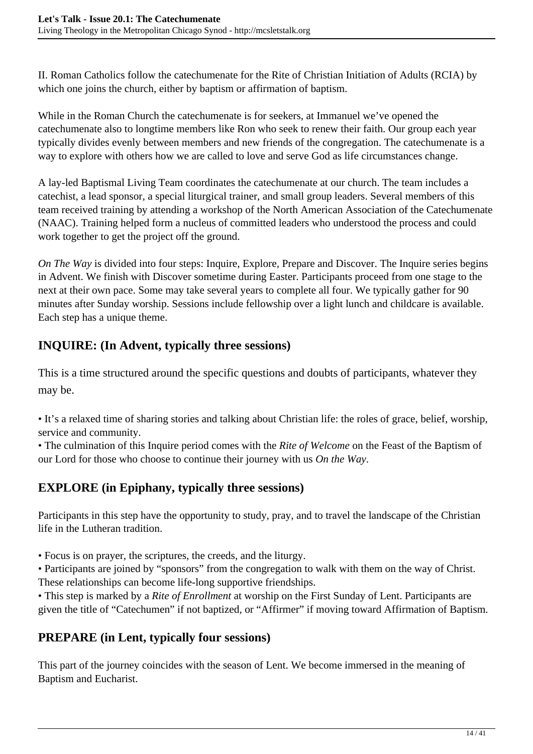II. Roman Catholics follow the catechumenate for the Rite of Christian Initiation of Adults (RCIA) by which one joins the church, either by baptism or affirmation of baptism.

While in the Roman Church the catechumenate is for seekers, at Immanuel we've opened the catechumenate also to longtime members like Ron who seek to renew their faith. Our group each year typically divides evenly between members and new friends of the congregation. The catechumenate is a way to explore with others how we are called to love and serve God as life circumstances change.

A lay-led Baptismal Living Team coordinates the catechumenate at our church. The team includes a catechist, a lead sponsor, a special liturgical trainer, and small group leaders. Several members of this team received training by attending a workshop of the North American Association of the Catechumenate (NAAC). Training helped form a nucleus of committed leaders who understood the process and could work together to get the project off the ground.

*On The Way* is divided into four steps: Inquire, Explore, Prepare and Discover. The Inquire series begins in Advent. We finish with Discover sometime during Easter. Participants proceed from one stage to the next at their own pace. Some may take several years to complete all four. We typically gather for 90 minutes after Sunday worship. Sessions include fellowship over a light lunch and childcare is available. Each step has a unique theme.

## INQUIRE: (In Advent, typically three sessions)

This is a time structured around the specific questions and doubts of participants, whatever they may be.

- It's a relaxed time of sharing stories and talking about Christian life: the roles of grace, belief, worship, service and community.
- The culmination of this Inquire period comes with the *Rite of Welcome* on the Feast of the Baptism of our Lord for those who choose to continue their journey with us *On the Way*.

## EXPLORE (in Epiphany, typically three sessions)

Participants in this step have the opportunity to study, pray, and to travel the landscape of the Christian life in the Lutheran tradition.

- Focus is on prayer, the scriptures, the creeds, and the liturgy.
- Participants are joined by "sponsors" from the congregation to walk with them on the way of Christ. These relationships can become life-long supportive friendships.
- This step is marked by a *Rite of Enrollment* at worship on the First Sunday of Lent. Participants are given the title of "Catechumen" if not baptized, or "Affirmer" if moving toward Affirmation of Baptism.

## PREPARE (in Lent, typically four sessions)

This part of the journey coincides with the season of Lent. We become immersed in the meaning of Baptism and Eucharist.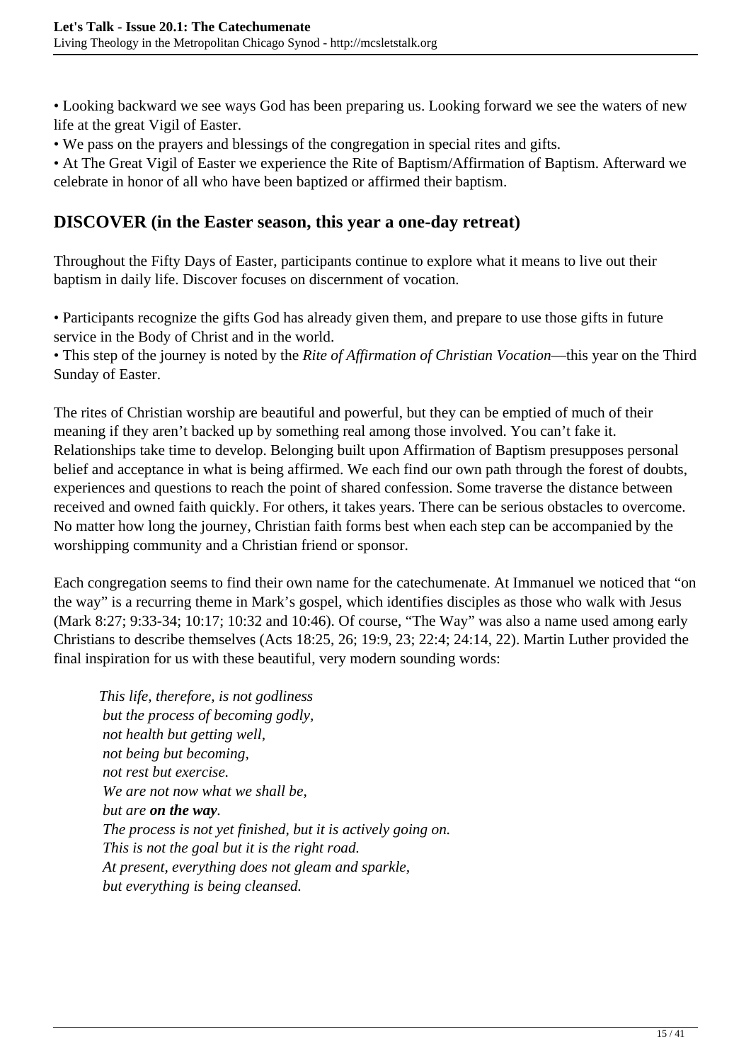- Looking backward we see ways God has been preparing us. Looking forward we see the waters of new life at the great Vigil of Easter.
- We pass on the prayers and blessings of the congregation in special rites and gifts.
- At The Great Vigil of Easter we experience the Rite of Baptism/Affirmation of Baptism. Afterward we celebrate in honor of all who have been baptized or affirmed their baptism.

## DISCOVER (in the Easter season, this year a one-day retreat)

Throughout the Fifty Days of Easter, participants continue to explore what it means to live out their baptism in daily life. Discover focuses on discernment of vocation.

- Participants recognize the gifts God has already given them, and prepare to use those gifts in future service in the Body of Christ and in the world.
- This step of the journey is noted by the *Rite of Affirmation of Christian Vocation*—this year on the Third Sunday of Easter.

The rites of Christian worship are beautiful and powerful, but they can be emptied of much of their meaning if they aren't backed up by something real among those involved. You can't fake it. Relationships take time to develop. Belonging built upon Affirmation of Baptism presupposes personal belief and acceptance in what is being affirmed. We each find our own path through the forest of doubts, experiences and questions to reach the point of shared confession. Some traverse the distance between received and owned faith quickly. For others, it takes years. There can be serious obstacles to overcome. No matter how long the journey, Christian faith forms best when each step can be accompanied by the worshipping community and a Christian friend or sponsor.

Each congregation seems to find their own name for the catechumenate. At Immanuel we noticed that "on the way" is a recurring theme in Mark's gospel, which identifies disciples as those who walk with Jesus (Mark 8:27; 9:33-34; 10:17; 10:32 and 10:46). Of course, "The Way" was also a name used among early Christians to describe themselves (Acts 18:25, 26; 19:9, 23; 22:4; 24:14, 22). Martin Luther provided the final inspiration for us with these beautiful, very modern sounding words:

> *This life, therefore, is not godliness*
> *but the process of becoming godly,*
> *not health but getting well,*
> *not being but becoming,*
> *not rest but exercise.*
> *We are not now what we shall be,*
> *but are* ***on the way****.*
> *The process is not yet finished, but it is actively going on.*
> *This is not the goal but it is the right road.*
> *At present, everything does not gleam and sparkle,*
> *but everything is being cleansed.*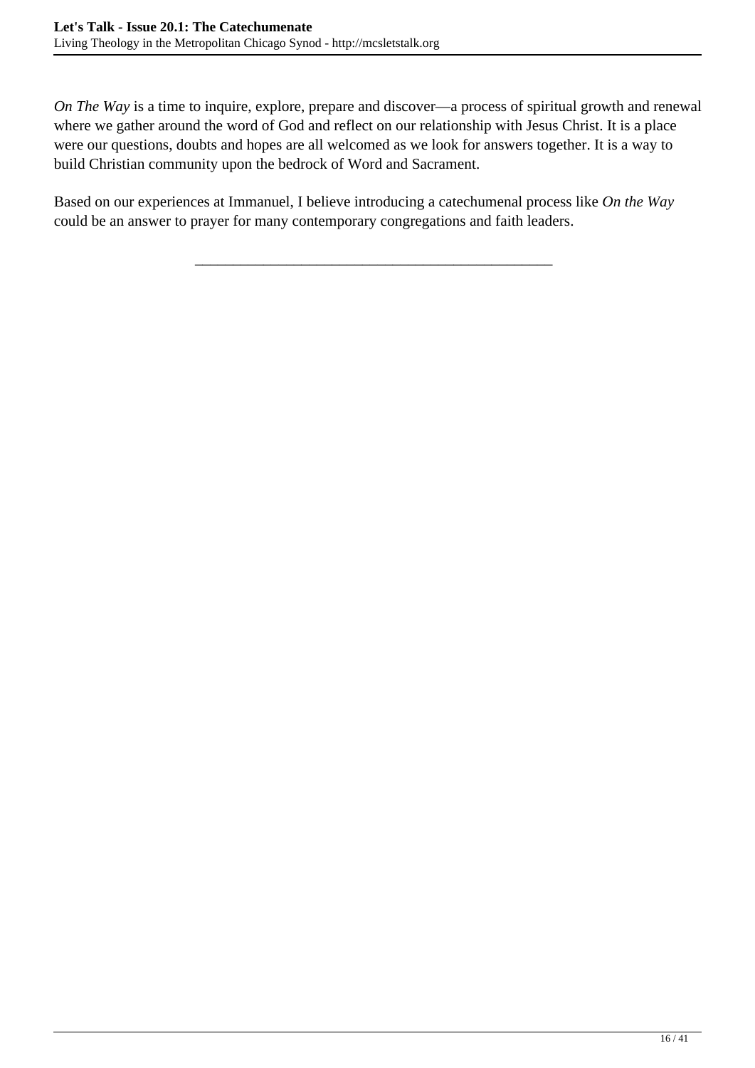*On The Way* is a time to inquire, explore, prepare and discover—a process of spiritual growth and renewal where we gather around the word of God and reflect on our relationship with Jesus Christ. It is a place were our questions, doubts and hopes are all welcomed as we look for answers together. It is a way to build Christian community upon the bedrock of Word and Sacrament.

Based on our experiences at Immanuel, I believe introducing a catechumenal process like *On the Way* could be an answer to prayer for many contemporary congregations and faith leaders.

---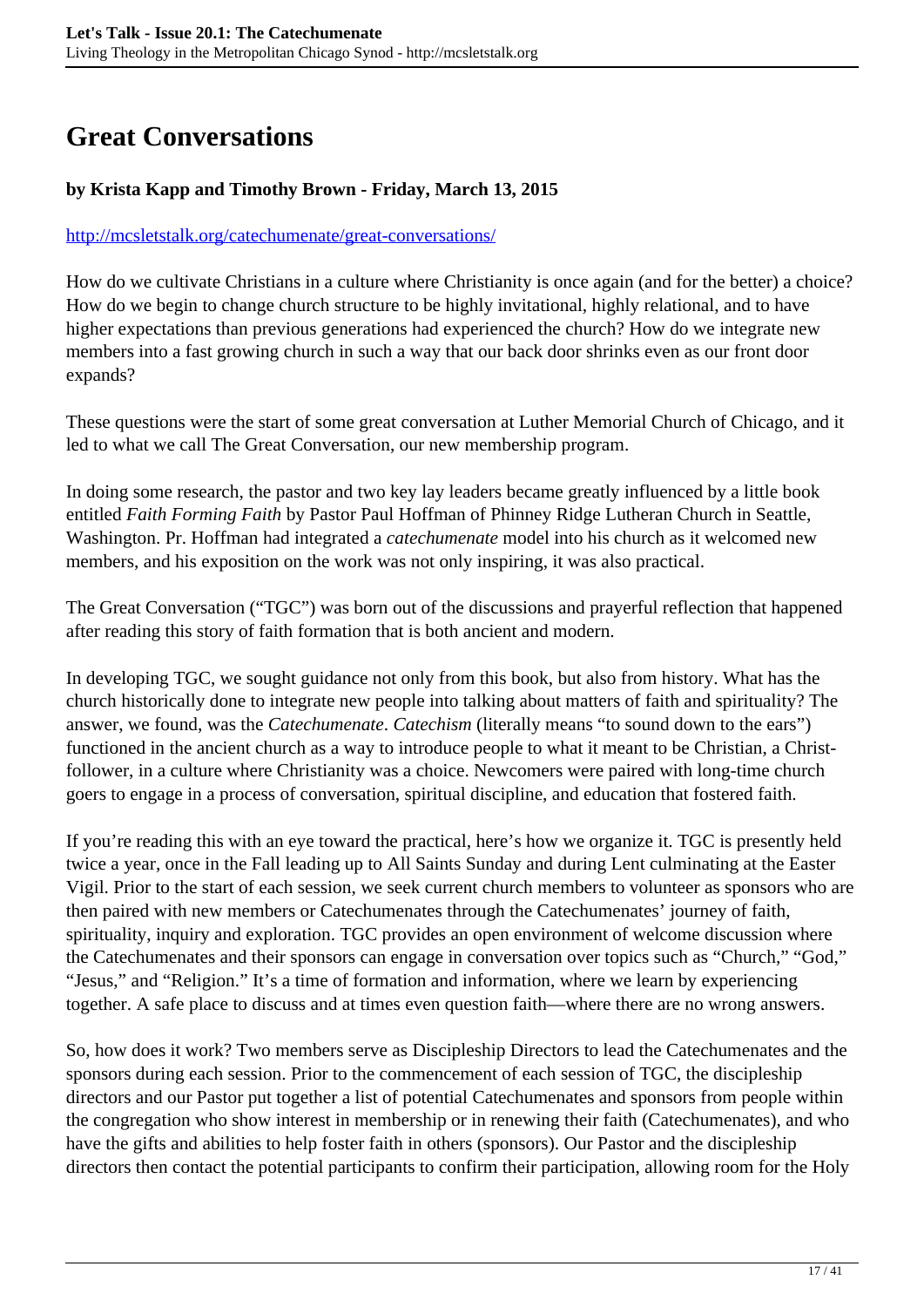# Great Conversations

**by Krista Kapp and Timothy Brown - Friday, March 13, 2015**

http://mcsletstalk.org/catechumenate/great-conversations/

How do we cultivate Christians in a culture where Christianity is once again (and for the better) a choice? How do we begin to change church structure to be highly invitational, highly relational, and to have higher expectations than previous generations had experienced the church? How do we integrate new members into a fast growing church in such a way that our back door shrinks even as our front door expands?

These questions were the start of some great conversation at Luther Memorial Church of Chicago, and it led to what we call The Great Conversation, our new membership program.

In doing some research, the pastor and two key lay leaders became greatly influenced by a little book entitled *Faith Forming Faith* by Pastor Paul Hoffman of Phinney Ridge Lutheran Church in Seattle, Washington. Pr. Hoffman had integrated a *catechumenate* model into his church as it welcomed new members, and his exposition on the work was not only inspiring, it was also practical.

The Great Conversation ("TGC") was born out of the discussions and prayerful reflection that happened after reading this story of faith formation that is both ancient and modern.

In developing TGC, we sought guidance not only from this book, but also from history. What has the church historically done to integrate new people into talking about matters of faith and spirituality? The answer, we found, was the *Catechumenate*. *Catechism* (literally means "to sound down to the ears") functioned in the ancient church as a way to introduce people to what it meant to be Christian, a Christ-follower, in a culture where Christianity was a choice. Newcomers were paired with long-time church goers to engage in a process of conversation, spiritual discipline, and education that fostered faith.

If you're reading this with an eye toward the practical, here's how we organize it. TGC is presently held twice a year, once in the Fall leading up to All Saints Sunday and during Lent culminating at the Easter Vigil. Prior to the start of each session, we seek current church members to volunteer as sponsors who are then paired with new members or Catechumenates through the Catechumenates' journey of faith, spirituality, inquiry and exploration. TGC provides an open environment of welcome discussion where the Catechumenates and their sponsors can engage in conversation over topics such as "Church," "God," "Jesus," and "Religion." It's a time of formation and information, where we learn by experiencing together. A safe place to discuss and at times even question faith—where there are no wrong answers.

So, how does it work? Two members serve as Discipleship Directors to lead the Catechumenates and the sponsors during each session. Prior to the commencement of each session of TGC, the discipleship directors and our Pastor put together a list of potential Catechumenates and sponsors from people within the congregation who show interest in membership or in renewing their faith (Catechumenates), and who have the gifts and abilities to help foster faith in others (sponsors). Our Pastor and the discipleship directors then contact the potential participants to confirm their participation, allowing room for the Holy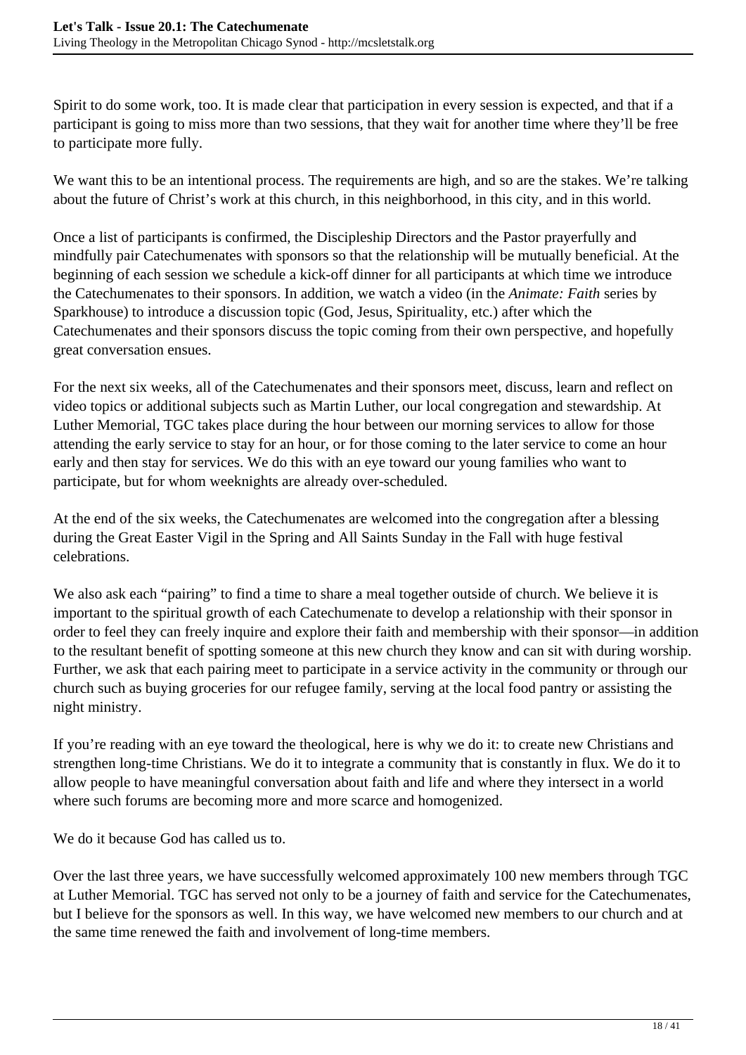Spirit to do some work, too. It is made clear that participation in every session is expected, and that if a participant is going to miss more than two sessions, that they wait for another time where they'll be free to participate more fully.

We want this to be an intentional process. The requirements are high, and so are the stakes. We're talking about the future of Christ's work at this church, in this neighborhood, in this city, and in this world.

Once a list of participants is confirmed, the Discipleship Directors and the Pastor prayerfully and mindfully pair Catechumenates with sponsors so that the relationship will be mutually beneficial. At the beginning of each session we schedule a kick-off dinner for all participants at which time we introduce the Catechumenates to their sponsors. In addition, we watch a video (in the *Animate: Faith* series by Sparkhouse) to introduce a discussion topic (God, Jesus, Spirituality, etc.) after which the Catechumenates and their sponsors discuss the topic coming from their own perspective, and hopefully great conversation ensues.

For the next six weeks, all of the Catechumenates and their sponsors meet, discuss, learn and reflect on video topics or additional subjects such as Martin Luther, our local congregation and stewardship. At Luther Memorial, TGC takes place during the hour between our morning services to allow for those attending the early service to stay for an hour, or for those coming to the later service to come an hour early and then stay for services. We do this with an eye toward our young families who want to participate, but for whom weeknights are already over-scheduled.

At the end of the six weeks, the Catechumenates are welcomed into the congregation after a blessing during the Great Easter Vigil in the Spring and All Saints Sunday in the Fall with huge festival celebrations.

We also ask each "pairing" to find a time to share a meal together outside of church. We believe it is important to the spiritual growth of each Catechumenate to develop a relationship with their sponsor in order to feel they can freely inquire and explore their faith and membership with their sponsor—in addition to the resultant benefit of spotting someone at this new church they know and can sit with during worship. Further, we ask that each pairing meet to participate in a service activity in the community or through our church such as buying groceries for our refugee family, serving at the local food pantry or assisting the night ministry.

If you're reading with an eye toward the theological, here is why we do it: to create new Christians and strengthen long-time Christians. We do it to integrate a community that is constantly in flux. We do it to allow people to have meaningful conversation about faith and life and where they intersect in a world where such forums are becoming more and more scarce and homogenized.

We do it because God has called us to.

Over the last three years, we have successfully welcomed approximately 100 new members through TGC at Luther Memorial. TGC has served not only to be a journey of faith and service for the Catechumenates, but I believe for the sponsors as well. In this way, we have welcomed new members to our church and at the same time renewed the faith and involvement of long-time members.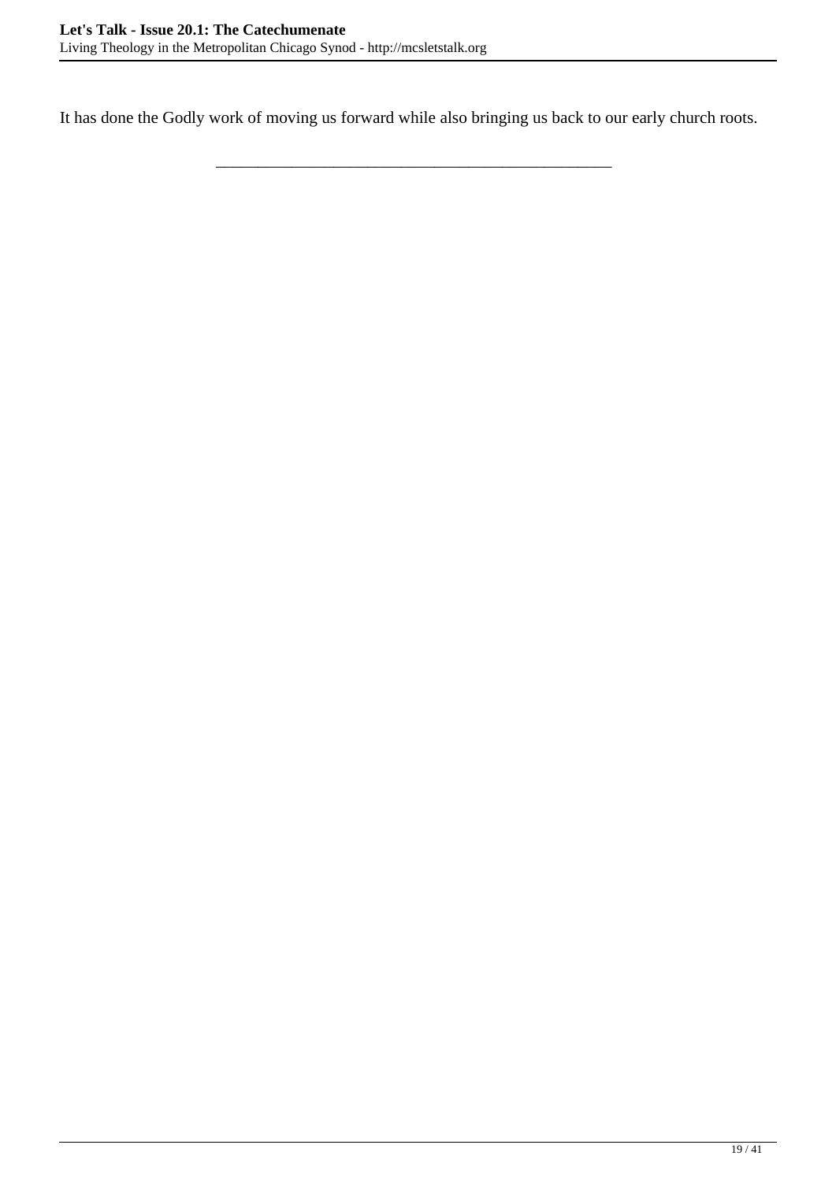It has done the Godly work of moving us forward while also bringing us back to our early church roots.

---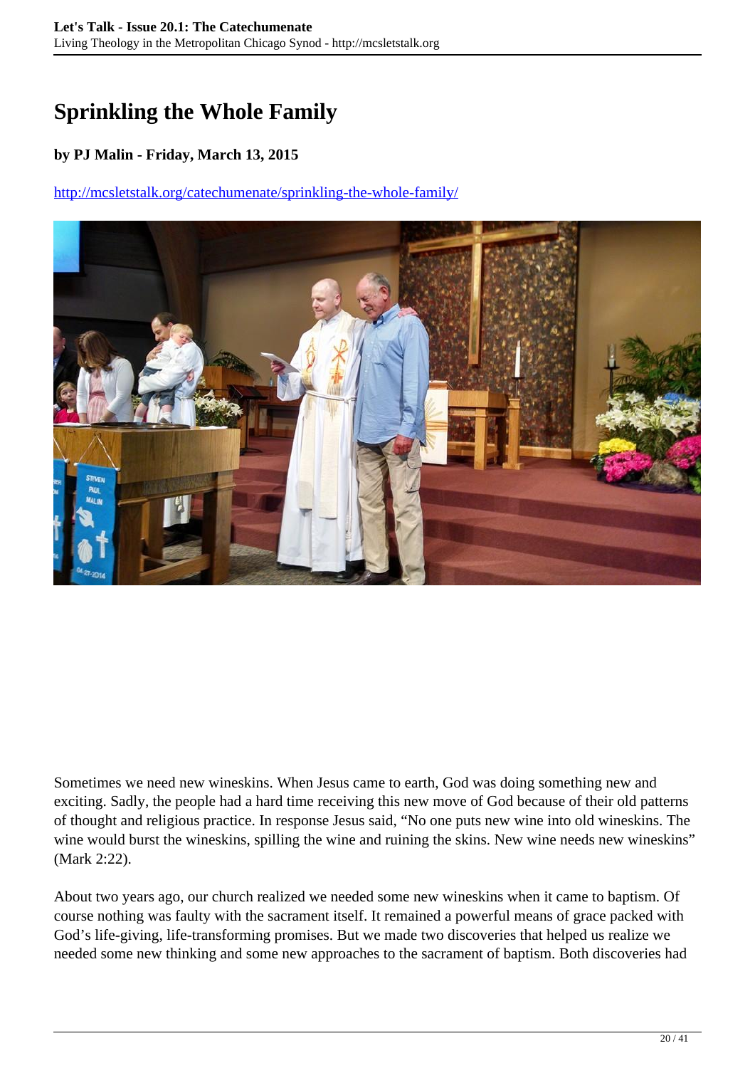# Sprinkling the Whole Family

**by PJ Malin - Friday, March 13, 2015**

http://mcsletstalk.org/catechumenate/sprinkling-the-whole-family/

Sometimes we need new wineskins. When Jesus came to earth, God was doing something new and exciting. Sadly, the people had a hard time receiving this new move of God because of their old patterns of thought and religious practice. In response Jesus said, "No one puts new wine into old wineskins. The wine would burst the wineskins, spilling the wine and ruining the skins. New wine needs new wineskins" (Mark 2:22).

About two years ago, our church realized we needed some new wineskins when it came to baptism. Of course nothing was faulty with the sacrament itself. It remained a powerful means of grace packed with God's life-giving, life-transforming promises. But we made two discoveries that helped us realize we needed some new thinking and some new approaches to the sacrament of baptism. Both discoveries had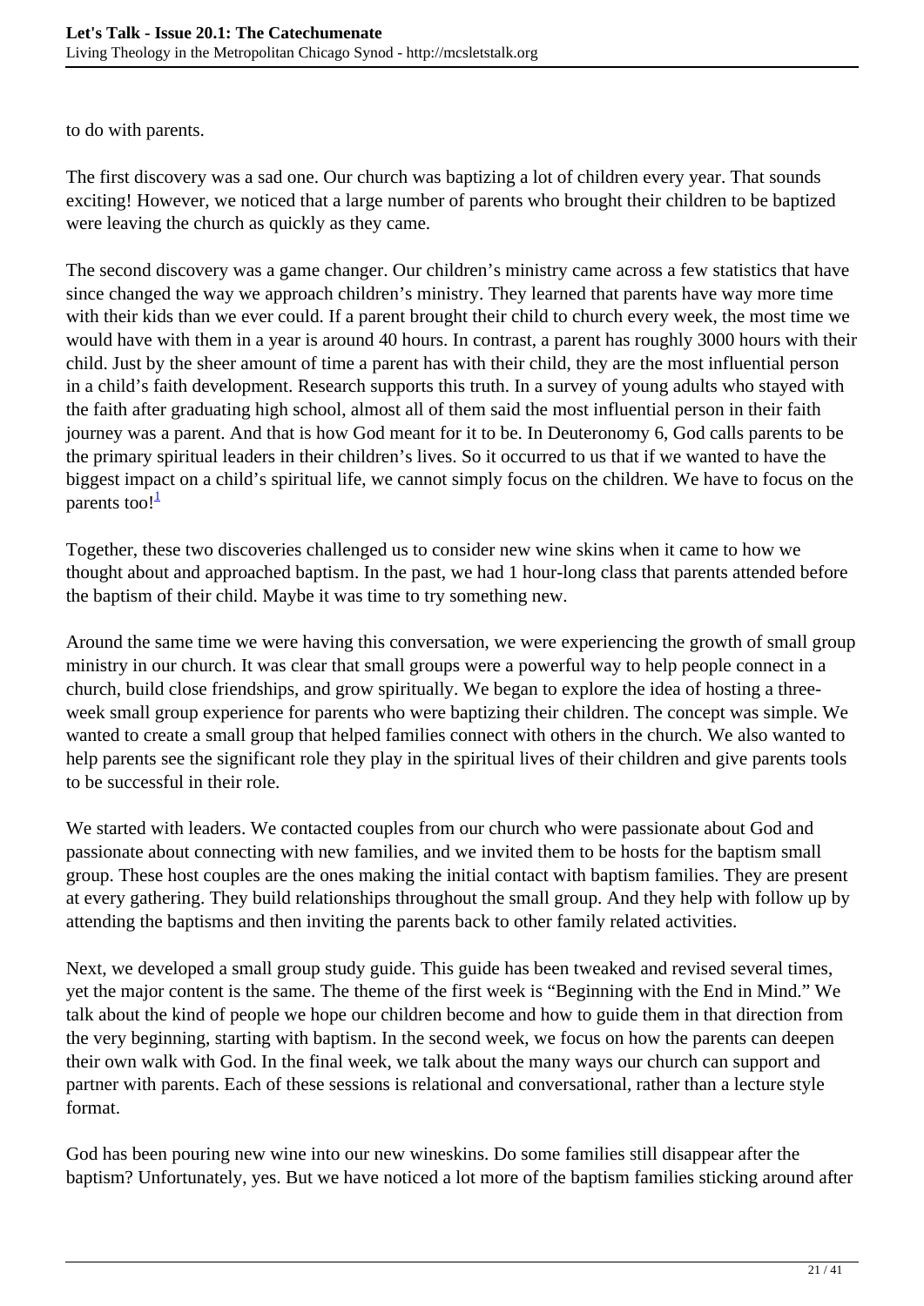to do with parents.

The first discovery was a sad one. Our church was baptizing a lot of children every year. That sounds exciting! However, we noticed that a large number of parents who brought their children to be baptized were leaving the church as quickly as they came.

The second discovery was a game changer. Our children's ministry came across a few statistics that have since changed the way we approach children's ministry. They learned that parents have way more time with their kids than we ever could. If a parent brought their child to church every week, the most time we would have with them in a year is around 40 hours. In contrast, a parent has roughly 3000 hours with their child. Just by the sheer amount of time a parent has with their child, they are the most influential person in a child's faith development. Research supports this truth. In a survey of young adults who stayed with the faith after graduating high school, almost all of them said the most influential person in their faith journey was a parent. And that is how God meant for it to be. In Deuteronomy 6, God calls parents to be the primary spiritual leaders in their children's lives. So it occurred to us that if we wanted to have the biggest impact on a child's spiritual life, we cannot simply focus on the children. We have to focus on the parents too![1]

Together, these two discoveries challenged us to consider new wine skins when it came to how we thought about and approached baptism. In the past, we had 1 hour-long class that parents attended before the baptism of their child. Maybe it was time to try something new.

Around the same time we were having this conversation, we were experiencing the growth of small group ministry in our church. It was clear that small groups were a powerful way to help people connect in a church, build close friendships, and grow spiritually. We began to explore the idea of hosting a three-week small group experience for parents who were baptizing their children. The concept was simple. We wanted to create a small group that helped families connect with others in the church. We also wanted to help parents see the significant role they play in the spiritual lives of their children and give parents tools to be successful in their role.

We started with leaders. We contacted couples from our church who were passionate about God and passionate about connecting with new families, and we invited them to be hosts for the baptism small group. These host couples are the ones making the initial contact with baptism families. They are present at every gathering. They build relationships throughout the small group. And they help with follow up by attending the baptisms and then inviting the parents back to other family related activities.

Next, we developed a small group study guide. This guide has been tweaked and revised several times, yet the major content is the same. The theme of the first week is "Beginning with the End in Mind." We talk about the kind of people we hope our children become and how to guide them in that direction from the very beginning, starting with baptism. In the second week, we focus on how the parents can deepen their own walk with God. In the final week, we talk about the many ways our church can support and partner with parents. Each of these sessions is relational and conversational, rather than a lecture style format.

God has been pouring new wine into our new wineskins. Do some families still disappear after the baptism? Unfortunately, yes. But we have noticed a lot more of the baptism families sticking around after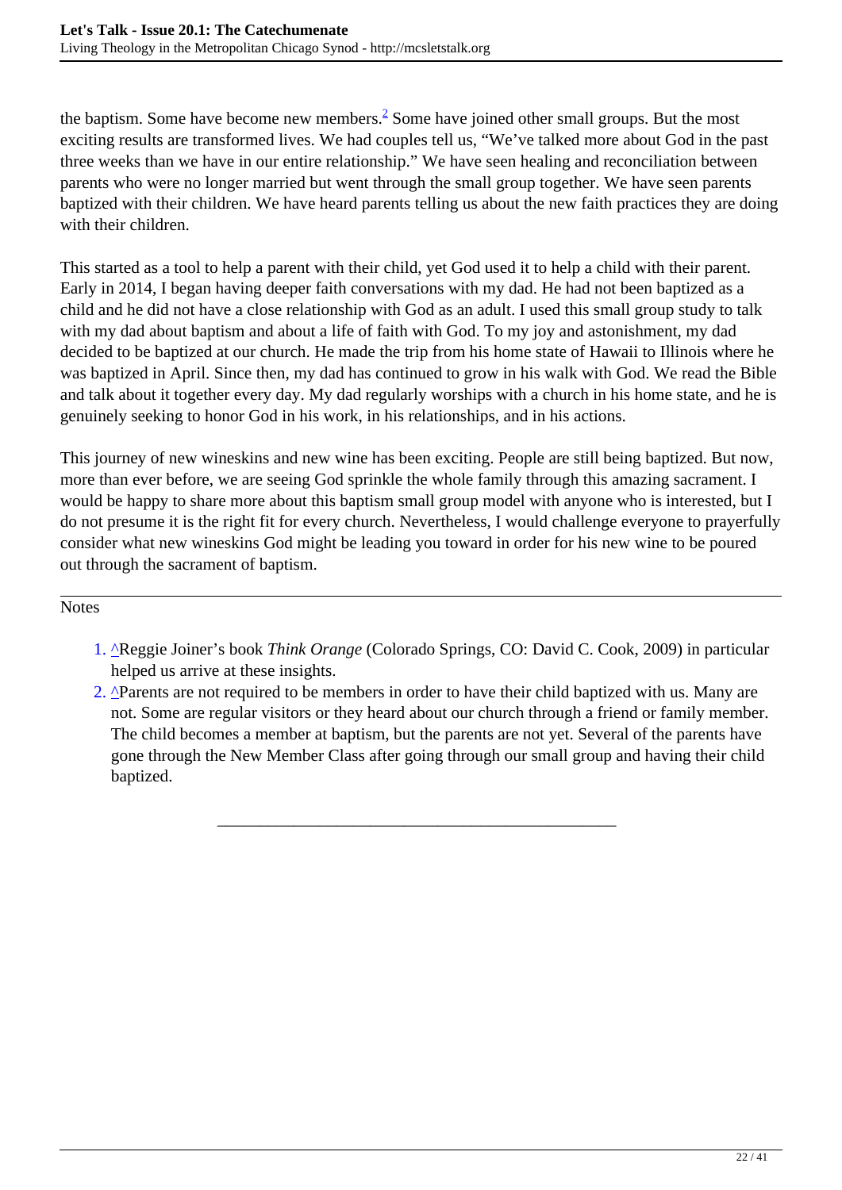the baptism. Some have become new members.[2] Some have joined other small groups. But the most exciting results are transformed lives. We had couples tell us, “We’ve talked more about God in the past three weeks than we have in our entire relationship.” We have seen healing and reconciliation between parents who were no longer married but went through the small group together. We have seen parents baptized with their children. We have heard parents telling us about the new faith practices they are doing with their children.

This started as a tool to help a parent with their child, yet God used it to help a child with their parent. Early in 2014, I began having deeper faith conversations with my dad. He had not been baptized as a child and he did not have a close relationship with God as an adult. I used this small group study to talk with my dad about baptism and about a life of faith with God. To my joy and astonishment, my dad decided to be baptized at our church. He made the trip from his home state of Hawaii to Illinois where he was baptized in April. Since then, my dad has continued to grow in his walk with God. We read the Bible and talk about it together every day. My dad regularly worships with a church in his home state, and he is genuinely seeking to honor God in his work, in his relationships, and in his actions.

This journey of new wineskins and new wine has been exciting. People are still being baptized. But now, more than ever before, we are seeing God sprinkle the whole family through this amazing sacrament. I would be happy to share more about this baptism small group model with anyone who is interested, but I do not presume it is the right fit for every church. Nevertheless, I would challenge everyone to prayerfully consider what new wineskins God might be leading you toward in order for his new wine to be poured out through the sacrament of baptism.

---

Notes

1. ^Reggie Joiner’s book *Think Orange* (Colorado Springs, CO: David C. Cook, 2009) in particular helped us arrive at these insights.
2. ^Parents are not required to be members in order to have their child baptized with us. Many are not. Some are regular visitors or they heard about our church through a friend or family member. The child becomes a member at baptism, but the parents are not yet. Several of the parents have gone through the New Member Class after going through our small group and having their child baptized.

---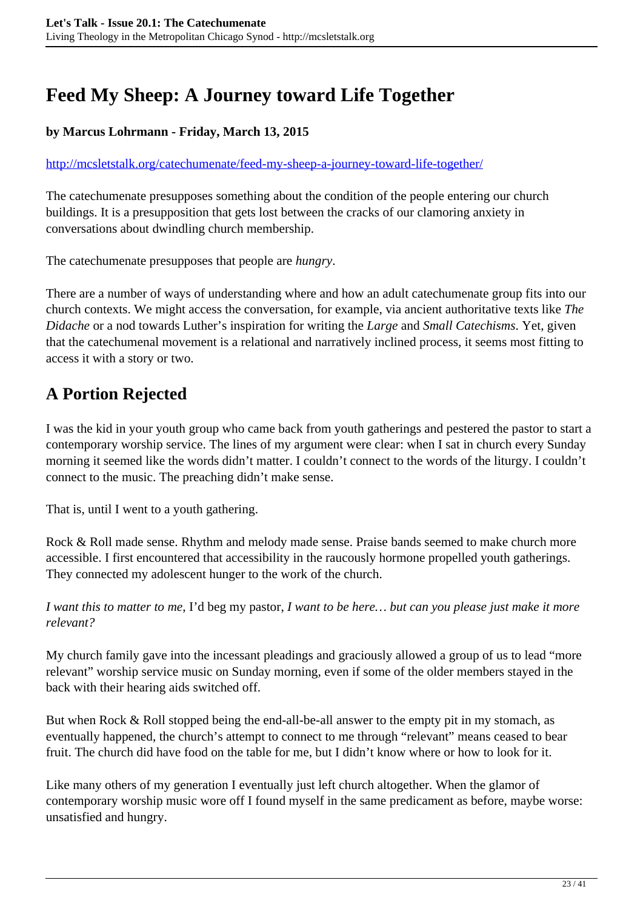# Feed My Sheep: A Journey toward Life Together

**by Marcus Lohrmann - Friday, March 13, 2015**

http://mcsletstalk.org/catechumenate/feed-my-sheep-a-journey-toward-life-together/

The catechumenate presupposes something about the condition of the people entering our church buildings. It is a presupposition that gets lost between the cracks of our clamoring anxiety in conversations about dwindling church membership.

The catechumenate presupposes that people are *hungry*.

There are a number of ways of understanding where and how an adult catechumenate group fits into our church contexts. We might access the conversation, for example, via ancient authoritative texts like *The Didache* or a nod towards Luther's inspiration for writing the *Large* and *Small Catechisms*. Yet, given that the catechumenal movement is a relational and narratively inclined process, it seems most fitting to access it with a story or two.

## A Portion Rejected

I was the kid in your youth group who came back from youth gatherings and pestered the pastor to start a contemporary worship service. The lines of my argument were clear: when I sat in church every Sunday morning it seemed like the words didn't matter. I couldn't connect to the words of the liturgy. I couldn't connect to the music. The preaching didn't make sense.

That is, until I went to a youth gathering.

Rock & Roll made sense. Rhythm and melody made sense. Praise bands seemed to make church more accessible. I first encountered that accessibility in the raucously hormone propelled youth gatherings. They connected my adolescent hunger to the work of the church.

*I want this to matter to me,* I'd beg my pastor, *I want to be here… but can you please just make it more relevant?*

My church family gave into the incessant pleadings and graciously allowed a group of us to lead "more relevant" worship service music on Sunday morning, even if some of the older members stayed in the back with their hearing aids switched off.

But when Rock & Roll stopped being the end-all-be-all answer to the empty pit in my stomach, as eventually happened, the church's attempt to connect to me through "relevant" means ceased to bear fruit. The church did have food on the table for me, but I didn't know where or how to look for it.

Like many others of my generation I eventually just left church altogether. When the glamor of contemporary worship music wore off I found myself in the same predicament as before, maybe worse: unsatisfied and hungry.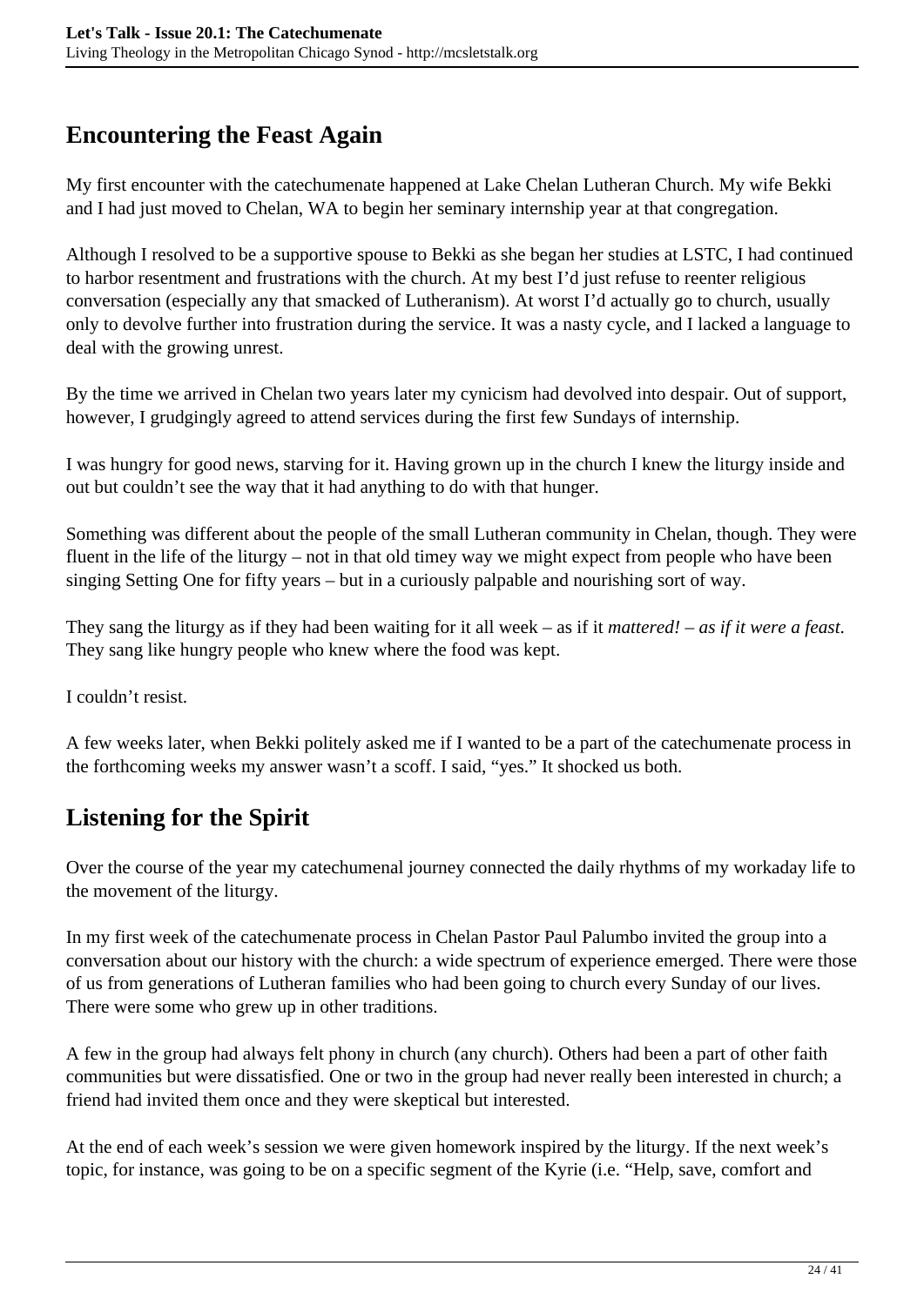## Encountering the Feast Again

My first encounter with the catechumenate happened at Lake Chelan Lutheran Church. My wife Bekki and I had just moved to Chelan, WA to begin her seminary internship year at that congregation.

Although I resolved to be a supportive spouse to Bekki as she began her studies at LSTC, I had continued to harbor resentment and frustrations with the church. At my best I'd just refuse to reenter religious conversation (especially any that smacked of Lutheranism). At worst I'd actually go to church, usually only to devolve further into frustration during the service. It was a nasty cycle, and I lacked a language to deal with the growing unrest.

By the time we arrived in Chelan two years later my cynicism had devolved into despair. Out of support, however, I grudgingly agreed to attend services during the first few Sundays of internship.

I was hungry for good news, starving for it. Having grown up in the church I knew the liturgy inside and out but couldn't see the way that it had anything to do with that hunger.

Something was different about the people of the small Lutheran community in Chelan, though. They were fluent in the life of the liturgy – not in that old timey way we might expect from people who have been singing Setting One for fifty years – but in a curiously palpable and nourishing sort of way.

They sang the liturgy as if they had been waiting for it all week – as if it *mattered! – as if it were a feast*. They sang like hungry people who knew where the food was kept.

I couldn't resist.

A few weeks later, when Bekki politely asked me if I wanted to be a part of the catechumenate process in the forthcoming weeks my answer wasn't a scoff. I said, "yes." It shocked us both.

## Listening for the Spirit

Over the course of the year my catechumenal journey connected the daily rhythms of my workaday life to the movement of the liturgy.

In my first week of the catechumenate process in Chelan Pastor Paul Palumbo invited the group into a conversation about our history with the church: a wide spectrum of experience emerged. There were those of us from generations of Lutheran families who had been going to church every Sunday of our lives. There were some who grew up in other traditions.

A few in the group had always felt phony in church (any church). Others had been a part of other faith communities but were dissatisfied. One or two in the group had never really been interested in church; a friend had invited them once and they were skeptical but interested.

At the end of each week's session we were given homework inspired by the liturgy. If the next week's topic, for instance, was going to be on a specific segment of the Kyrie (i.e. "Help, save, comfort and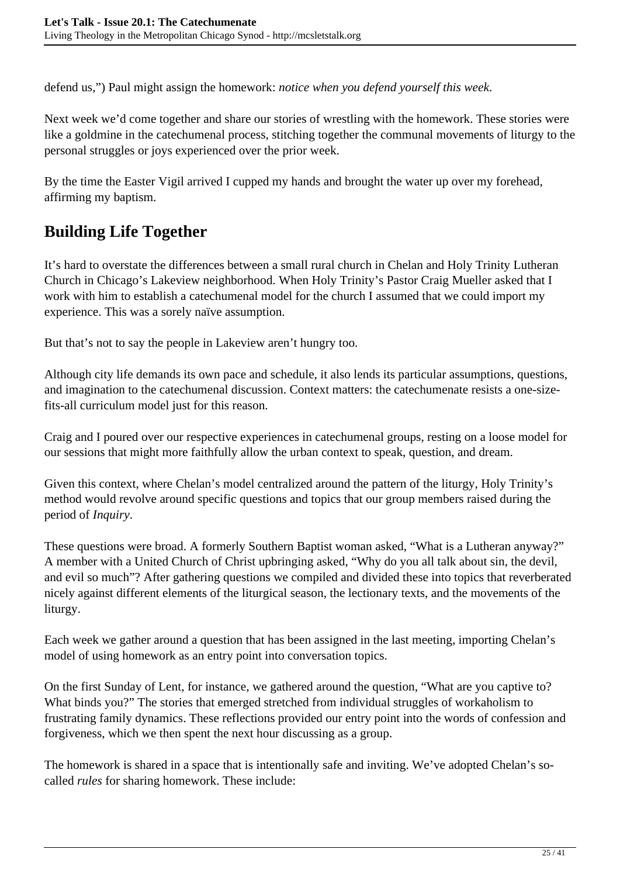defend us,") Paul might assign the homework: *notice when you defend yourself this week*.

Next week we'd come together and share our stories of wrestling with the homework. These stories were like a goldmine in the catechumenal process, stitching together the communal movements of liturgy to the personal struggles or joys experienced over the prior week.

By the time the Easter Vigil arrived I cupped my hands and brought the water up over my forehead, affirming my baptism.

## Building Life Together

It's hard to overstate the differences between a small rural church in Chelan and Holy Trinity Lutheran Church in Chicago's Lakeview neighborhood. When Holy Trinity's Pastor Craig Mueller asked that I work with him to establish a catechumenal model for the church I assumed that we could import my experience. This was a sorely naïve assumption.

But that's not to say the people in Lakeview aren't hungry too.

Although city life demands its own pace and schedule, it also lends its particular assumptions, questions, and imagination to the catechumenal discussion. Context matters: the catechumenate resists a one-size-fits-all curriculum model just for this reason.

Craig and I poured over our respective experiences in catechumenal groups, resting on a loose model for our sessions that might more faithfully allow the urban context to speak, question, and dream.

Given this context, where Chelan's model centralized around the pattern of the liturgy, Holy Trinity's method would revolve around specific questions and topics that our group members raised during the period of *Inquiry*.

These questions were broad. A formerly Southern Baptist woman asked, "What is a Lutheran anyway?" A member with a United Church of Christ upbringing asked, "Why do you all talk about sin, the devil, and evil so much"? After gathering questions we compiled and divided these into topics that reverberated nicely against different elements of the liturgical season, the lectionary texts, and the movements of the liturgy.

Each week we gather around a question that has been assigned in the last meeting, importing Chelan's model of using homework as an entry point into conversation topics.

On the first Sunday of Lent, for instance, we gathered around the question, "What are you captive to? What binds you?" The stories that emerged stretched from individual struggles of workaholism to frustrating family dynamics. These reflections provided our entry point into the words of confession and forgiveness, which we then spent the next hour discussing as a group.

The homework is shared in a space that is intentionally safe and inviting. We've adopted Chelan's so-called *rules* for sharing homework. These include: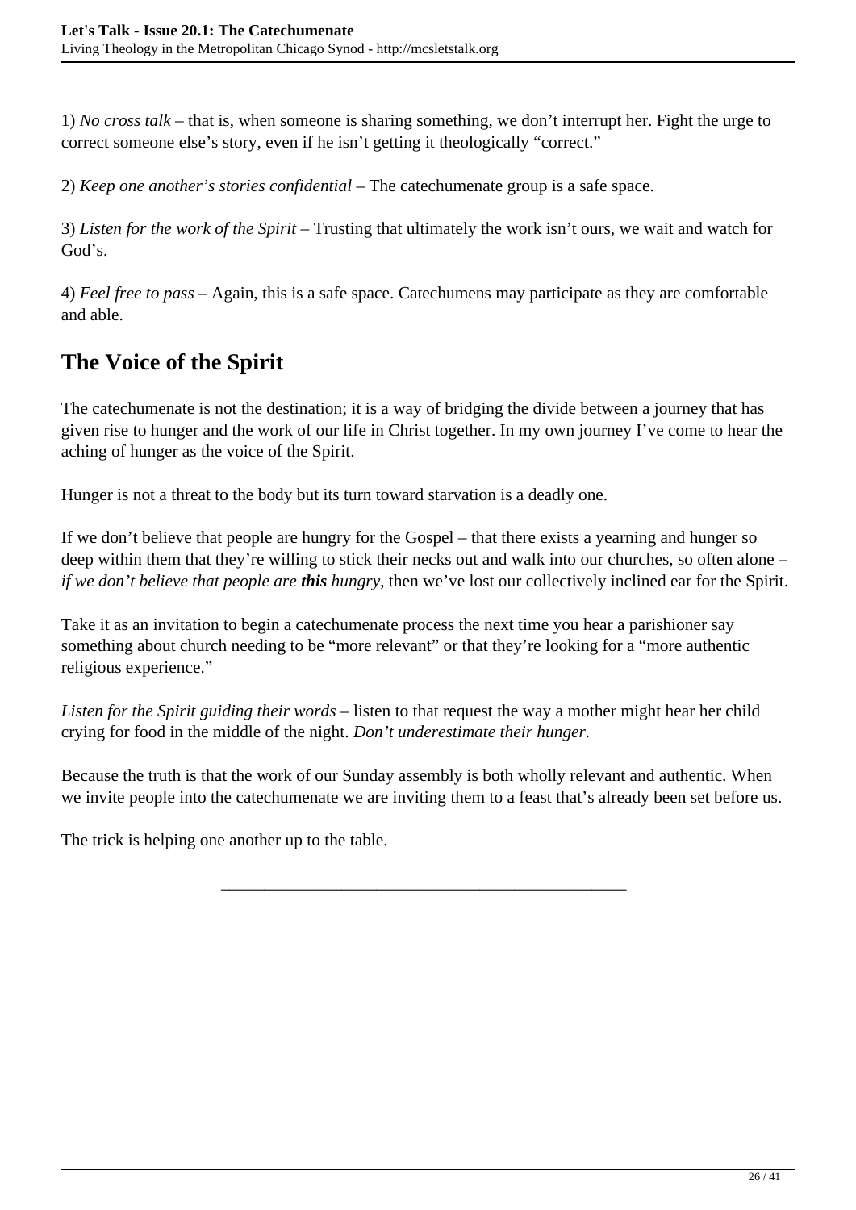1) *No cross talk* – that is, when someone is sharing something, we don't interrupt her. Fight the urge to correct someone else's story, even if he isn't getting it theologically "correct."

2) *Keep one another's stories confidential* – The catechumenate group is a safe space.

3) *Listen for the work of the Spirit* – Trusting that ultimately the work isn't ours, we wait and watch for God's.

4) *Feel free to pass* – Again, this is a safe space. Catechumens may participate as they are comfortable and able.

## The Voice of the Spirit

The catechumenate is not the destination; it is a way of bridging the divide between a journey that has given rise to hunger and the work of our life in Christ together. In my own journey I've come to hear the aching of hunger as the voice of the Spirit.

Hunger is not a threat to the body but its turn toward starvation is a deadly one.

If we don't believe that people are hungry for the Gospel – that there exists a yearning and hunger so deep within them that they're willing to stick their necks out and walk into our churches, so often alone – *if we don't believe that people are **this** hungry*, then we've lost our collectively inclined ear for the Spirit.

Take it as an invitation to begin a catechumenate process the next time you hear a parishioner say something about church needing to be "more relevant" or that they're looking for a "more authentic religious experience."

*Listen for the Spirit guiding their words* – listen to that request the way a mother might hear her child crying for food in the middle of the night. *Don't underestimate their hunger.*

Because the truth is that the work of our Sunday assembly is both wholly relevant and authentic. When we invite people into the catechumenate we are inviting them to a feast that's already been set before us.

The trick is helping one another up to the table.

---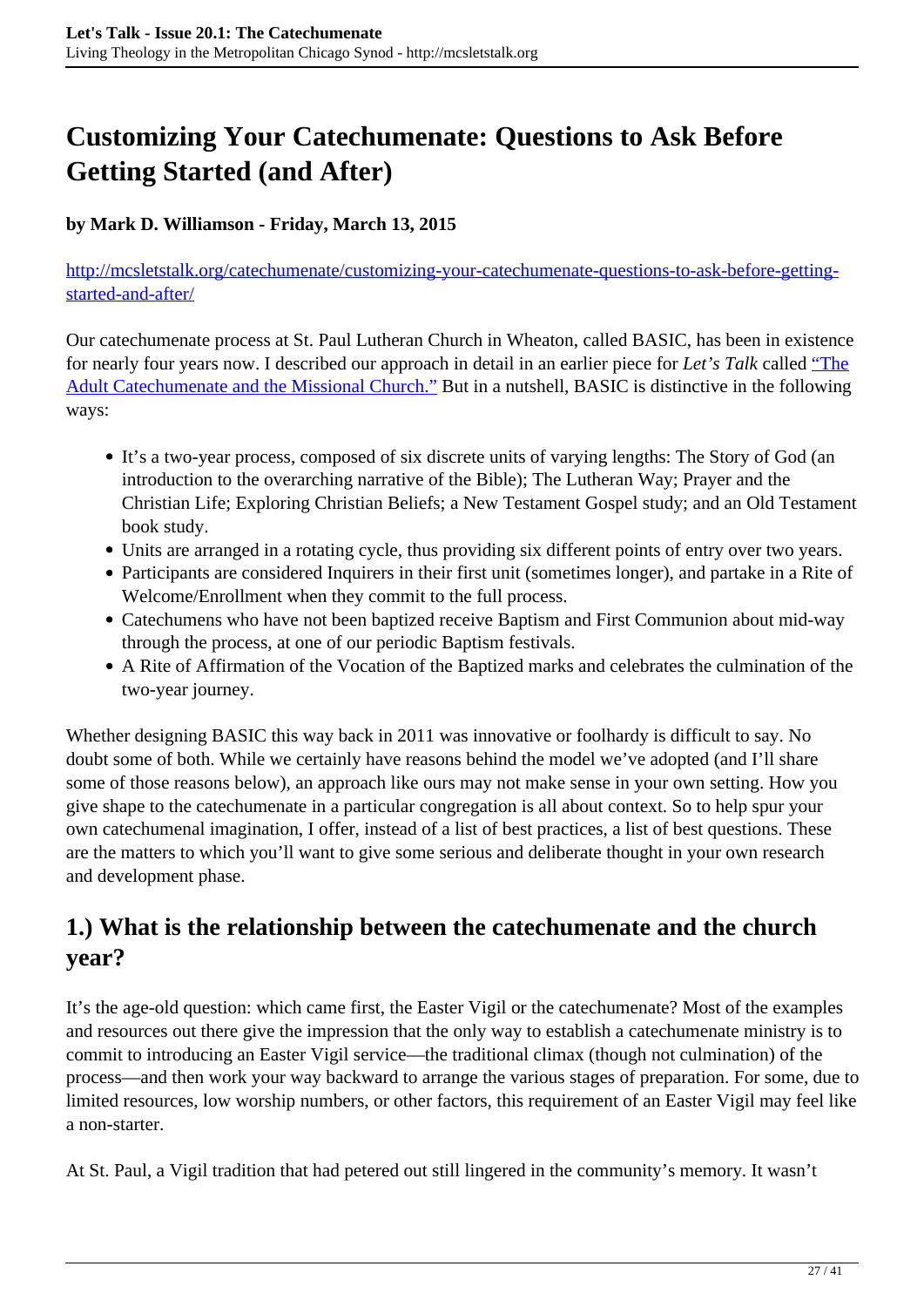# Customizing Your Catechumenate: Questions to Ask Before Getting Started (and After)

**by Mark D. Williamson - Friday, March 13, 2015**

[http://mcsletstalk.org/catechumenate/customizing-your-catechumenate-questions-to-ask-before-getting-started-and-after/](http://mcsletstalk.org/catechumenate/customizing-your-catechumenate-questions-to-ask-before-getting-started-and-after/)

Our catechumenate process at St. Paul Lutheran Church in Wheaton, called BASIC, has been in existence for nearly four years now. I described our approach in detail in an earlier piece for *Let's Talk* called "The Adult Catechumenate and the Missional Church." But in a nutshell, BASIC is distinctive in the following ways:

- It's a two-year process, composed of six discrete units of varying lengths: The Story of God (an introduction to the overarching narrative of the Bible); The Lutheran Way; Prayer and the Christian Life; Exploring Christian Beliefs; a New Testament Gospel study; and an Old Testament book study.
- Units are arranged in a rotating cycle, thus providing six different points of entry over two years.
- Participants are considered Inquirers in their first unit (sometimes longer), and partake in a Rite of Welcome/Enrollment when they commit to the full process.
- Catechumens who have not been baptized receive Baptism and First Communion about mid-way through the process, at one of our periodic Baptism festivals.
- A Rite of Affirmation of the Vocation of the Baptized marks and celebrates the culmination of the two-year journey.

Whether designing BASIC this way back in 2011 was innovative or foolhardy is difficult to say. No doubt some of both. While we certainly have reasons behind the model we've adopted (and I'll share some of those reasons below), an approach like ours may not make sense in your own setting. How you give shape to the catechumenate in a particular congregation is all about context. So to help spur your own catechumenal imagination, I offer, instead of a list of best practices, a list of best questions. These are the matters to which you'll want to give some serious and deliberate thought in your own research and development phase.

## 1.) What is the relationship between the catechumenate and the church year?

It's the age-old question: which came first, the Easter Vigil or the catechumenate? Most of the examples and resources out there give the impression that the only way to establish a catechumenate ministry is to commit to introducing an Easter Vigil service—the traditional climax (though not culmination) of the process—and then work your way backward to arrange the various stages of preparation. For some, due to limited resources, low worship numbers, or other factors, this requirement of an Easter Vigil may feel like a non-starter.

At St. Paul, a Vigil tradition that had petered out still lingered in the community's memory. It wasn't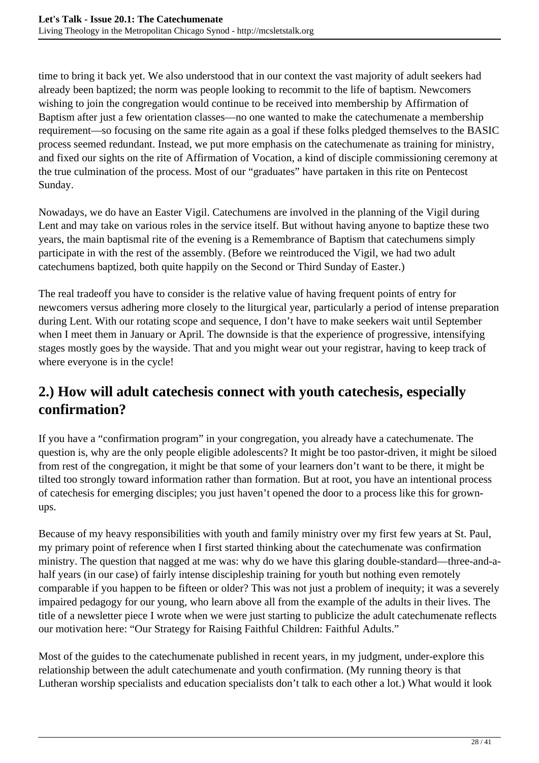time to bring it back yet. We also understood that in our context the vast majority of adult seekers had already been baptized; the norm was people looking to recommit to the life of baptism. Newcomers wishing to join the congregation would continue to be received into membership by Affirmation of Baptism after just a few orientation classes—no one wanted to make the catechumenate a membership requirement—so focusing on the same rite again as a goal if these folks pledged themselves to the BASIC process seemed redundant. Instead, we put more emphasis on the catechumenate as training for ministry, and fixed our sights on the rite of Affirmation of Vocation, a kind of disciple commissioning ceremony at the true culmination of the process. Most of our "graduates" have partaken in this rite on Pentecost Sunday.

Nowadays, we do have an Easter Vigil. Catechumens are involved in the planning of the Vigil during Lent and may take on various roles in the service itself. But without having anyone to baptize these two years, the main baptismal rite of the evening is a Remembrance of Baptism that catechumens simply participate in with the rest of the assembly. (Before we reintroduced the Vigil, we had two adult catechumens baptized, both quite happily on the Second or Third Sunday of Easter.)

The real tradeoff you have to consider is the relative value of having frequent points of entry for newcomers versus adhering more closely to the liturgical year, particularly a period of intense preparation during Lent. With our rotating scope and sequence, I don't have to make seekers wait until September when I meet them in January or April. The downside is that the experience of progressive, intensifying stages mostly goes by the wayside. That and you might wear out your registrar, having to keep track of where everyone is in the cycle!

## 2.) How will adult catechesis connect with youth catechesis, especially confirmation?

If you have a "confirmation program" in your congregation, you already have a catechumenate. The question is, why are the only people eligible adolescents? It might be too pastor-driven, it might be siloed from rest of the congregation, it might be that some of your learners don't want to be there, it might be tilted too strongly toward information rather than formation. But at root, you have an intentional process of catechesis for emerging disciples; you just haven't opened the door to a process like this for grown-ups.

Because of my heavy responsibilities with youth and family ministry over my first few years at St. Paul, my primary point of reference when I first started thinking about the catechumenate was confirmation ministry. The question that nagged at me was: why do we have this glaring double-standard—three-and-a-half years (in our case) of fairly intense discipleship training for youth but nothing even remotely comparable if you happen to be fifteen or older? This was not just a problem of inequity; it was a severely impaired pedagogy for our young, who learn above all from the example of the adults in their lives. The title of a newsletter piece I wrote when we were just starting to publicize the adult catechumenate reflects our motivation here: "Our Strategy for Raising Faithful Children: Faithful Adults."

Most of the guides to the catechumenate published in recent years, in my judgment, under-explore this relationship between the adult catechumenate and youth confirmation. (My running theory is that Lutheran worship specialists and education specialists don't talk to each other a lot.) What would it look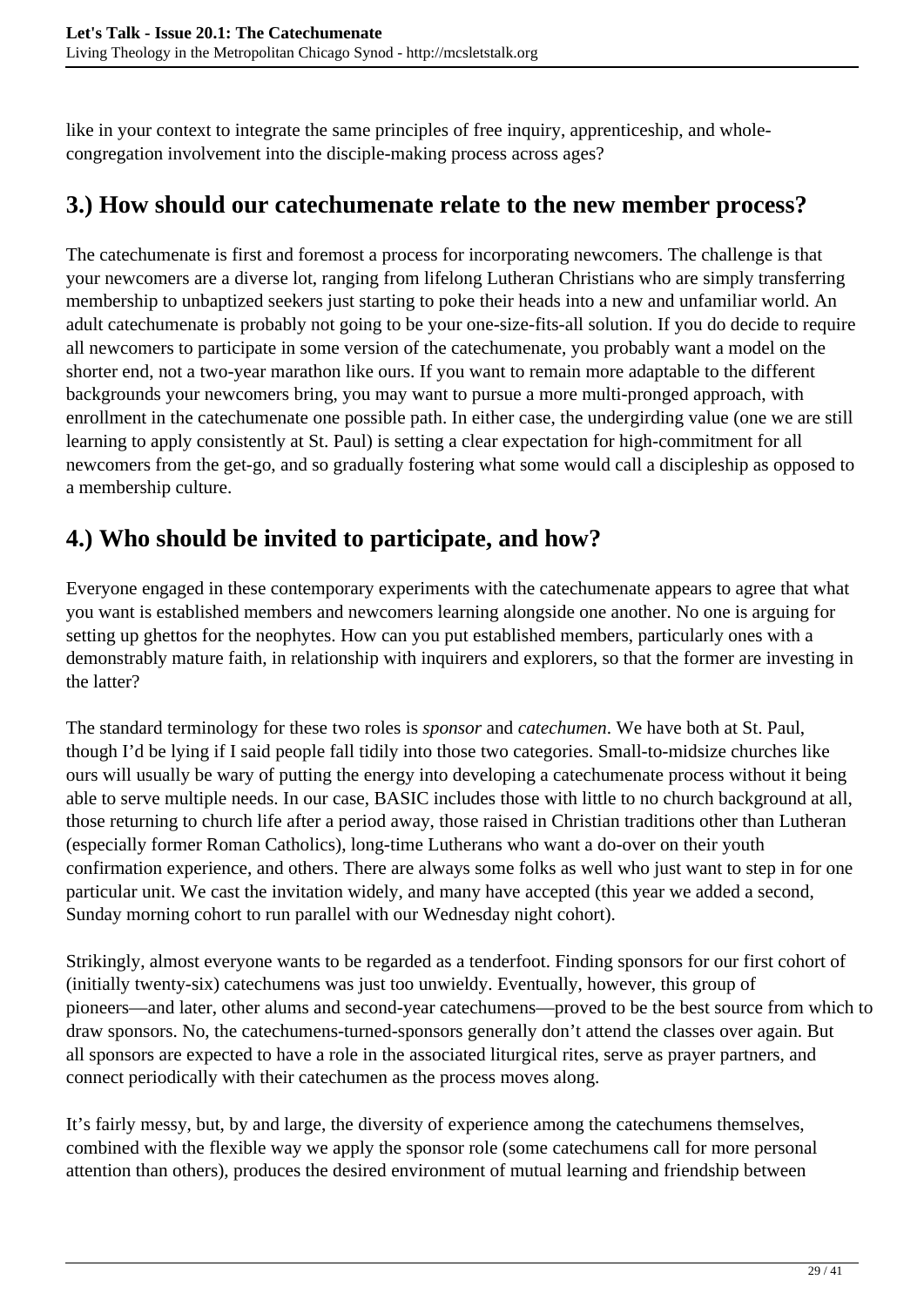like in your context to integrate the same principles of free inquiry, apprenticeship, and whole-congregation involvement into the disciple-making process across ages?

## 3.) How should our catechumenate relate to the new member process?

The catechumenate is first and foremost a process for incorporating newcomers. The challenge is that your newcomers are a diverse lot, ranging from lifelong Lutheran Christians who are simply transferring membership to unbaptized seekers just starting to poke their heads into a new and unfamiliar world. An adult catechumenate is probably not going to be your one-size-fits-all solution. If you do decide to require all newcomers to participate in some version of the catechumenate, you probably want a model on the shorter end, not a two-year marathon like ours. If you want to remain more adaptable to the different backgrounds your newcomers bring, you may want to pursue a more multi-pronged approach, with enrollment in the catechumenate one possible path. In either case, the undergirding value (one we are still learning to apply consistently at St. Paul) is setting a clear expectation for high-commitment for all newcomers from the get-go, and so gradually fostering what some would call a discipleship as opposed to a membership culture.

## 4.) Who should be invited to participate, and how?

Everyone engaged in these contemporary experiments with the catechumenate appears to agree that what you want is established members and newcomers learning alongside one another. No one is arguing for setting up ghettos for the neophytes. How can you put established members, particularly ones with a demonstrably mature faith, in relationship with inquirers and explorers, so that the former are investing in the latter?

The standard terminology for these two roles is *sponsor* and *catechumen*. We have both at St. Paul, though I'd be lying if I said people fall tidily into those two categories. Small-to-midsize churches like ours will usually be wary of putting the energy into developing a catechumenate process without it being able to serve multiple needs. In our case, BASIC includes those with little to no church background at all, those returning to church life after a period away, those raised in Christian traditions other than Lutheran (especially former Roman Catholics), long-time Lutherans who want a do-over on their youth confirmation experience, and others. There are always some folks as well who just want to step in for one particular unit. We cast the invitation widely, and many have accepted (this year we added a second, Sunday morning cohort to run parallel with our Wednesday night cohort).

Strikingly, almost everyone wants to be regarded as a tenderfoot. Finding sponsors for our first cohort of (initially twenty-six) catechumens was just too unwieldy. Eventually, however, this group of pioneers—and later, other alums and second-year catechumens—proved to be the best source from which to draw sponsors. No, the catechumens-turned-sponsors generally don't attend the classes over again. But all sponsors are expected to have a role in the associated liturgical rites, serve as prayer partners, and connect periodically with their catechumen as the process moves along.

It's fairly messy, but, by and large, the diversity of experience among the catechumens themselves, combined with the flexible way we apply the sponsor role (some catechumens call for more personal attention than others), produces the desired environment of mutual learning and friendship between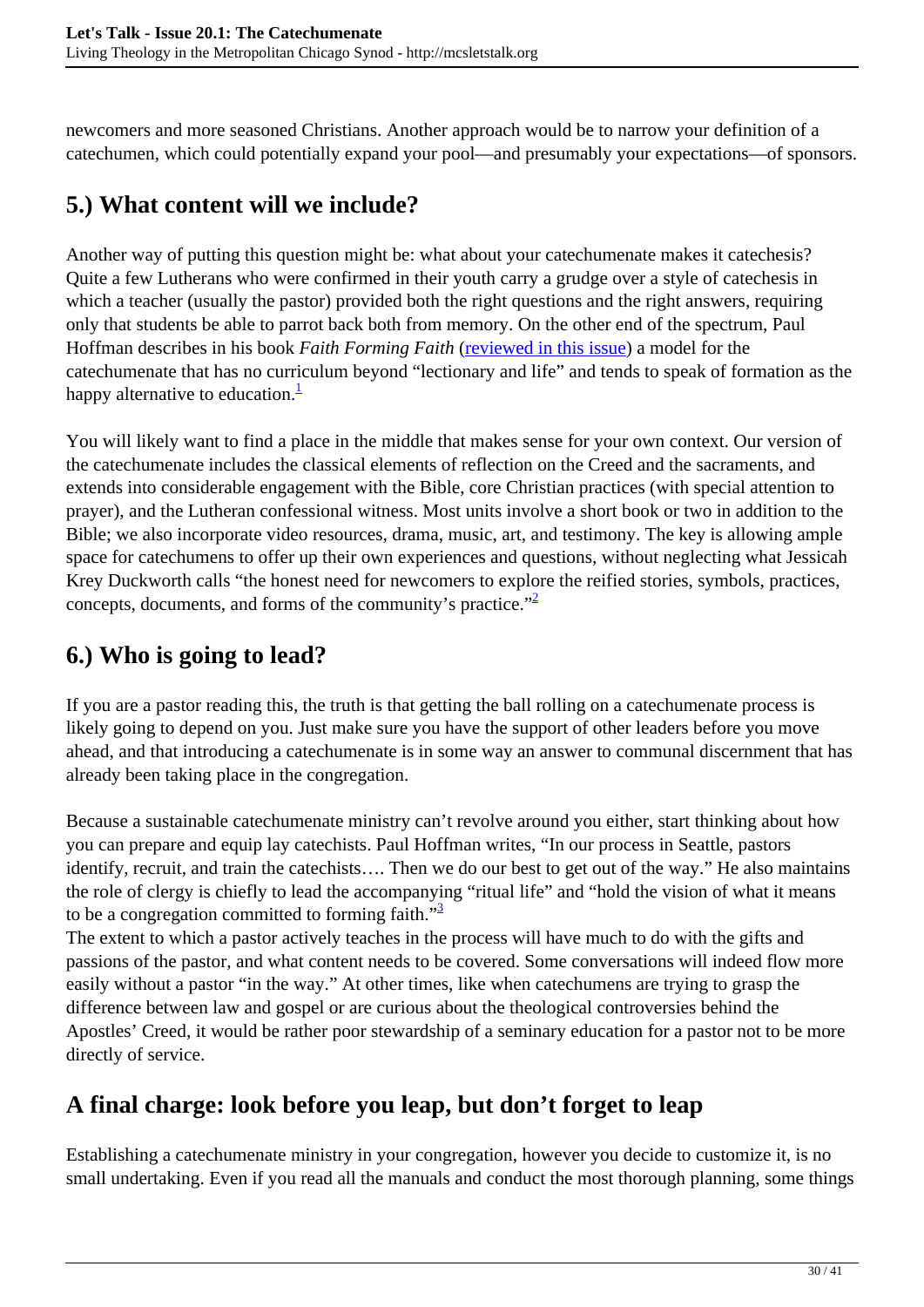newcomers and more seasoned Christians. Another approach would be to narrow your definition of a catechumen, which could potentially expand your pool—and presumably your expectations—of sponsors.

## 5.) What content will we include?

Another way of putting this question might be: what about your catechumenate makes it catechesis? Quite a few Lutherans who were confirmed in their youth carry a grudge over a style of catechesis in which a teacher (usually the pastor) provided both the right questions and the right answers, requiring only that students be able to parrot back both from memory. On the other end of the spectrum, Paul Hoffman describes in his book *Faith Forming Faith* (reviewed in this issue) a model for the catechumenate that has no curriculum beyond "lectionary and life" and tends to speak of formation as the happy alternative to education.[1]

You will likely want to find a place in the middle that makes sense for your own context. Our version of the catechumenate includes the classical elements of reflection on the Creed and the sacraments, and extends into considerable engagement with the Bible, core Christian practices (with special attention to prayer), and the Lutheran confessional witness. Most units involve a short book or two in addition to the Bible; we also incorporate video resources, drama, music, art, and testimony. The key is allowing ample space for catechumens to offer up their own experiences and questions, without neglecting what Jessicah Krey Duckworth calls "the honest need for newcomers to explore the reified stories, symbols, practices, concepts, documents, and forms of the community's practice."[2]

## 6.) Who is going to lead?

If you are a pastor reading this, the truth is that getting the ball rolling on a catechumenate process is likely going to depend on you. Just make sure you have the support of other leaders before you move ahead, and that introducing a catechumenate is in some way an answer to communal discernment that has already been taking place in the congregation.

Because a sustainable catechumenate ministry can't revolve around you either, start thinking about how you can prepare and equip lay catechists. Paul Hoffman writes, "In our process in Seattle, pastors identify, recruit, and train the catechists…. Then we do our best to get out of the way." He also maintains the role of clergy is chiefly to lead the accompanying "ritual life" and "hold the vision of what it means to be a congregation committed to forming faith."[3]

The extent to which a pastor actively teaches in the process will have much to do with the gifts and passions of the pastor, and what content needs to be covered. Some conversations will indeed flow more easily without a pastor "in the way." At other times, like when catechumens are trying to grasp the difference between law and gospel or are curious about the theological controversies behind the Apostles' Creed, it would be rather poor stewardship of a seminary education for a pastor not to be more directly of service.

## A final charge: look before you leap, but don't forget to leap

Establishing a catechumenate ministry in your congregation, however you decide to customize it, is no small undertaking. Even if you read all the manuals and conduct the most thorough planning, some things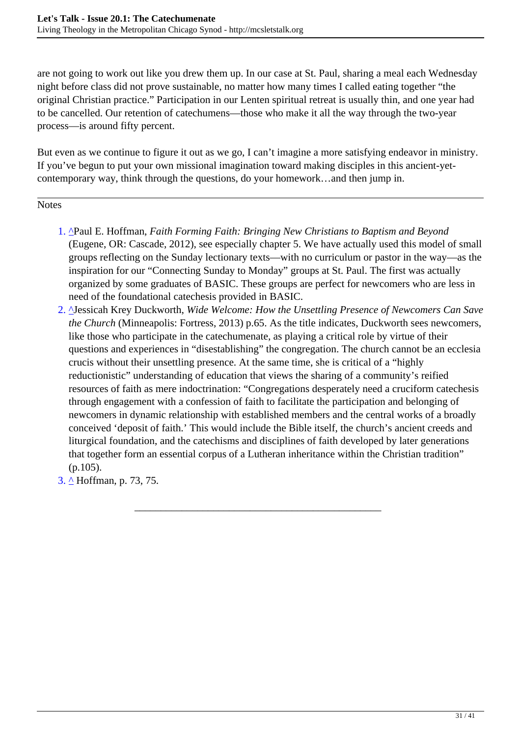are not going to work out like you drew them up. In our case at St. Paul, sharing a meal each Wednesday night before class did not prove sustainable, no matter how many times I called eating together "the original Christian practice." Participation in our Lenten spiritual retreat is usually thin, and one year had to be cancelled. Our retention of catechumens—those who make it all the way through the two-year process—is around fifty percent.

But even as we continue to figure it out as we go, I can't imagine a more satisfying endeavor in ministry. If you've begun to put your own missional imagination toward making disciples in this ancient-yet-contemporary way, think through the questions, do your homework…and then jump in.

---

Notes

1. ^Paul E. Hoffman, *Faith Forming Faith: Bringing New Christians to Baptism and Beyond* (Eugene, OR: Cascade, 2012), see especially chapter 5. We have actually used this model of small groups reflecting on the Sunday lectionary texts—with no curriculum or pastor in the way—as the inspiration for our "Connecting Sunday to Monday" groups at St. Paul. The first was actually organized by some graduates of BASIC. These groups are perfect for newcomers who are less in need of the foundational catechesis provided in BASIC.
2. ^Jessicah Krey Duckworth, *Wide Welcome: How the Unsettling Presence of Newcomers Can Save the Church* (Minneapolis: Fortress, 2013) p.65. As the title indicates, Duckworth sees newcomers, like those who participate in the catechumenate, as playing a critical role by virtue of their questions and experiences in "disestablishing" the congregation. The church cannot be an ecclesia crucis without their unsettling presence. At the same time, she is critical of a "highly reductionistic" understanding of education that views the sharing of a community's reified resources of faith as mere indoctrination: "Congregations desperately need a cruciform catechesis through engagement with a confession of faith to facilitate the participation and belonging of newcomers in dynamic relationship with established members and the central works of a broadly conceived 'deposit of faith.' This would include the Bible itself, the church's ancient creeds and liturgical foundation, and the catechisms and disciplines of faith developed by later generations that together form an essential corpus of a Lutheran inheritance within the Christian tradition" (p.105).
3. ^ Hoffman, p. 73, 75.

---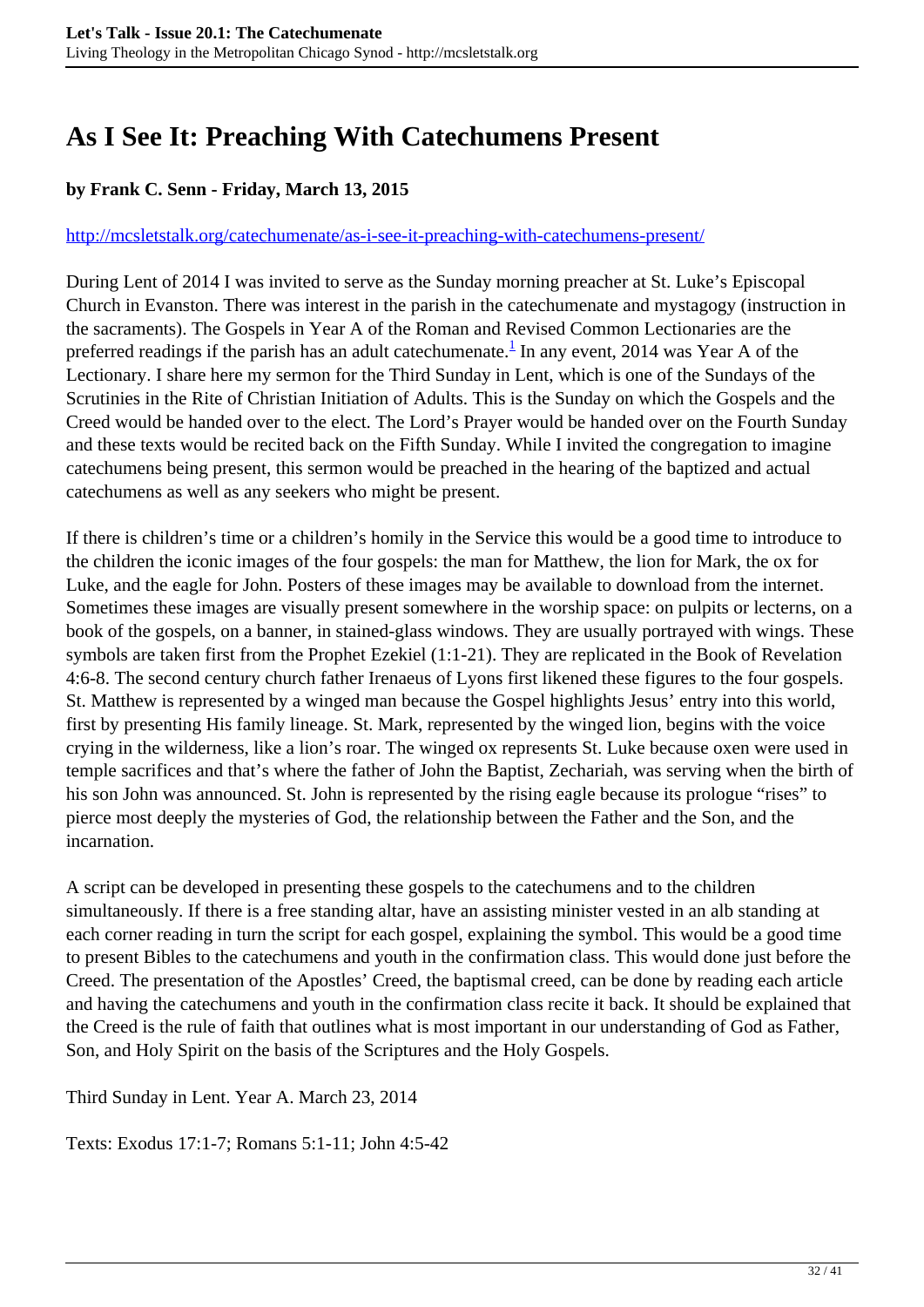# As I See It: Preaching With Catechumens Present

**by Frank C. Senn - Friday, March 13, 2015**

http://mcsletstalk.org/catechumenate/as-i-see-it-preaching-with-catechumens-present/

During Lent of 2014 I was invited to serve as the Sunday morning preacher at St. Luke's Episcopal Church in Evanston. There was interest in the parish in the catechumenate and mystagogy (instruction in the sacraments). The Gospels in Year A of the Roman and Revised Common Lectionaries are the preferred readings if the parish has an adult catechumenate.[1] In any event, 2014 was Year A of the Lectionary. I share here my sermon for the Third Sunday in Lent, which is one of the Sundays of the Scrutinies in the Rite of Christian Initiation of Adults. This is the Sunday on which the Gospels and the Creed would be handed over to the elect. The Lord's Prayer would be handed over on the Fourth Sunday and these texts would be recited back on the Fifth Sunday. While I invited the congregation to imagine catechumens being present, this sermon would be preached in the hearing of the baptized and actual catechumens as well as any seekers who might be present.

If there is children's time or a children's homily in the Service this would be a good time to introduce to the children the iconic images of the four gospels: the man for Matthew, the lion for Mark, the ox for Luke, and the eagle for John. Posters of these images may be available to download from the internet. Sometimes these images are visually present somewhere in the worship space: on pulpits or lecterns, on a book of the gospels, on a banner, in stained-glass windows. They are usually portrayed with wings. These symbols are taken first from the Prophet Ezekiel (1:1-21). They are replicated in the Book of Revelation 4:6-8. The second century church father Irenaeus of Lyons first likened these figures to the four gospels. St. Matthew is represented by a winged man because the Gospel highlights Jesus' entry into this world, first by presenting His family lineage. St. Mark, represented by the winged lion, begins with the voice crying in the wilderness, like a lion's roar. The winged ox represents St. Luke because oxen were used in temple sacrifices and that's where the father of John the Baptist, Zechariah, was serving when the birth of his son John was announced. St. John is represented by the rising eagle because its prologue "rises" to pierce most deeply the mysteries of God, the relationship between the Father and the Son, and the incarnation.

A script can be developed in presenting these gospels to the catechumens and to the children simultaneously. If there is a free standing altar, have an assisting minister vested in an alb standing at each corner reading in turn the script for each gospel, explaining the symbol. This would be a good time to present Bibles to the catechumens and youth in the confirmation class. This would done just before the Creed. The presentation of the Apostles' Creed, the baptismal creed, can be done by reading each article and having the catechumens and youth in the confirmation class recite it back. It should be explained that the Creed is the rule of faith that outlines what is most important in our understanding of God as Father, Son, and Holy Spirit on the basis of the Scriptures and the Holy Gospels.

Third Sunday in Lent. Year A. March 23, 2014

Texts: Exodus 17:1-7; Romans 5:1-11; John 4:5-42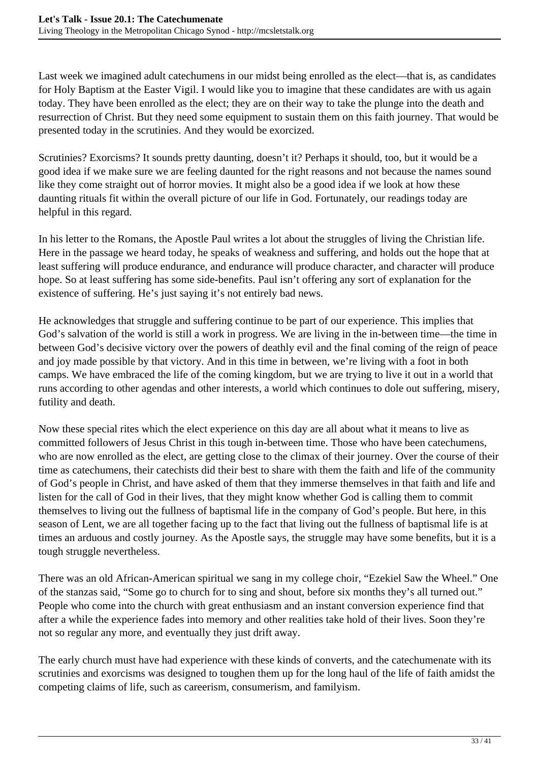Last week we imagined adult catechumens in our midst being enrolled as the elect—that is, as candidates for Holy Baptism at the Easter Vigil. I would like you to imagine that these candidates are with us again today. They have been enrolled as the elect; they are on their way to take the plunge into the death and resurrection of Christ. But they need some equipment to sustain them on this faith journey. That would be presented today in the scrutinies. And they would be exorcized.

Scrutinies? Exorcisms? It sounds pretty daunting, doesn't it? Perhaps it should, too, but it would be a good idea if we make sure we are feeling daunted for the right reasons and not because the names sound like they come straight out of horror movies. It might also be a good idea if we look at how these daunting rituals fit within the overall picture of our life in God. Fortunately, our readings today are helpful in this regard.

In his letter to the Romans, the Apostle Paul writes a lot about the struggles of living the Christian life. Here in the passage we heard today, he speaks of weakness and suffering, and holds out the hope that at least suffering will produce endurance, and endurance will produce character, and character will produce hope. So at least suffering has some side-benefits. Paul isn't offering any sort of explanation for the existence of suffering. He's just saying it's not entirely bad news.

He acknowledges that struggle and suffering continue to be part of our experience. This implies that God's salvation of the world is still a work in progress. We are living in the in-between time—the time in between God's decisive victory over the powers of deathly evil and the final coming of the reign of peace and joy made possible by that victory. And in this time in between, we're living with a foot in both camps. We have embraced the life of the coming kingdom, but we are trying to live it out in a world that runs according to other agendas and other interests, a world which continues to dole out suffering, misery, futility and death.

Now these special rites which the elect experience on this day are all about what it means to live as committed followers of Jesus Christ in this tough in-between time. Those who have been catechumens, who are now enrolled as the elect, are getting close to the climax of their journey. Over the course of their time as catechumens, their catechists did their best to share with them the faith and life of the community of God's people in Christ, and have asked of them that they immerse themselves in that faith and life and listen for the call of God in their lives, that they might know whether God is calling them to commit themselves to living out the fullness of baptismal life in the company of God's people. But here, in this season of Lent, we are all together facing up to the fact that living out the fullness of baptismal life is at times an arduous and costly journey. As the Apostle says, the struggle may have some benefits, but it is a tough struggle nevertheless.

There was an old African-American spiritual we sang in my college choir, "Ezekiel Saw the Wheel." One of the stanzas said, "Some go to church for to sing and shout, before six months they's all turned out." People who come into the church with great enthusiasm and an instant conversion experience find that after a while the experience fades into memory and other realities take hold of their lives. Soon they're not so regular any more, and eventually they just drift away.

The early church must have had experience with these kinds of converts, and the catechumenate with its scrutinies and exorcisms was designed to toughen them up for the long haul of the life of faith amidst the competing claims of life, such as careerism, consumerism, and familyism.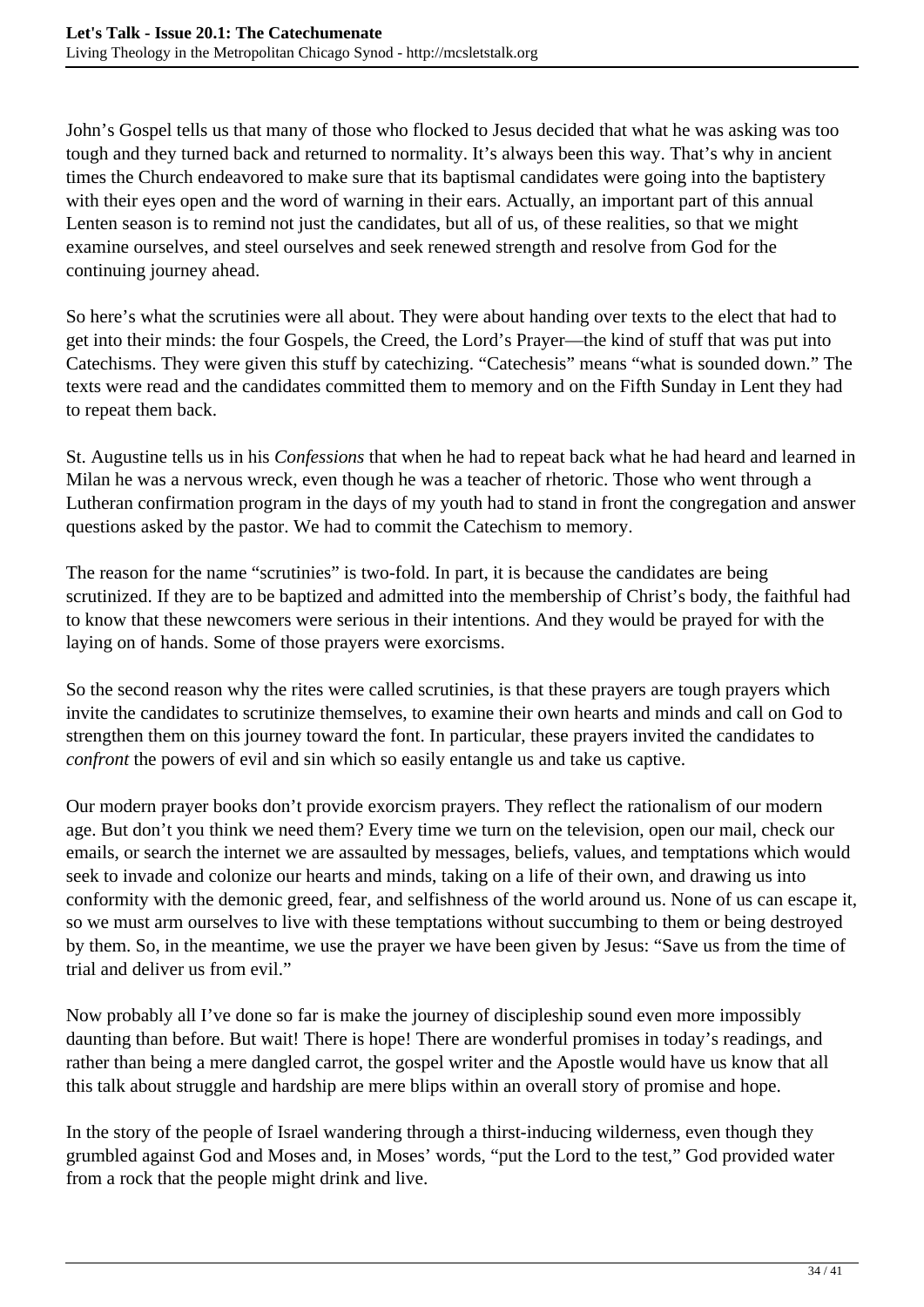John's Gospel tells us that many of those who flocked to Jesus decided that what he was asking was too tough and they turned back and returned to normality. It's always been this way. That's why in ancient times the Church endeavored to make sure that its baptismal candidates were going into the baptistery with their eyes open and the word of warning in their ears. Actually, an important part of this annual Lenten season is to remind not just the candidates, but all of us, of these realities, so that we might examine ourselves, and steel ourselves and seek renewed strength and resolve from God for the continuing journey ahead.

So here's what the scrutinies were all about. They were about handing over texts to the elect that had to get into their minds: the four Gospels, the Creed, the Lord's Prayer—the kind of stuff that was put into Catechisms. They were given this stuff by catechizing. "Catechesis" means "what is sounded down." The texts were read and the candidates committed them to memory and on the Fifth Sunday in Lent they had to repeat them back.

St. Augustine tells us in his *Confessions* that when he had to repeat back what he had heard and learned in Milan he was a nervous wreck, even though he was a teacher of rhetoric. Those who went through a Lutheran confirmation program in the days of my youth had to stand in front the congregation and answer questions asked by the pastor. We had to commit the Catechism to memory.

The reason for the name "scrutinies" is two-fold. In part, it is because the candidates are being scrutinized. If they are to be baptized and admitted into the membership of Christ's body, the faithful had to know that these newcomers were serious in their intentions. And they would be prayed for with the laying on of hands. Some of those prayers were exorcisms.

So the second reason why the rites were called scrutinies, is that these prayers are tough prayers which invite the candidates to scrutinize themselves, to examine their own hearts and minds and call on God to strengthen them on this journey toward the font. In particular, these prayers invited the candidates to *confront* the powers of evil and sin which so easily entangle us and take us captive.

Our modern prayer books don't provide exorcism prayers. They reflect the rationalism of our modern age. But don't you think we need them? Every time we turn on the television, open our mail, check our emails, or search the internet we are assaulted by messages, beliefs, values, and temptations which would seek to invade and colonize our hearts and minds, taking on a life of their own, and drawing us into conformity with the demonic greed, fear, and selfishness of the world around us. None of us can escape it, so we must arm ourselves to live with these temptations without succumbing to them or being destroyed by them. So, in the meantime, we use the prayer we have been given by Jesus: "Save us from the time of trial and deliver us from evil."

Now probably all I've done so far is make the journey of discipleship sound even more impossibly daunting than before. But wait! There is hope! There are wonderful promises in today's readings, and rather than being a mere dangled carrot, the gospel writer and the Apostle would have us know that all this talk about struggle and hardship are mere blips within an overall story of promise and hope.

In the story of the people of Israel wandering through a thirst-inducing wilderness, even though they grumbled against God and Moses and, in Moses' words, "put the Lord to the test," God provided water from a rock that the people might drink and live.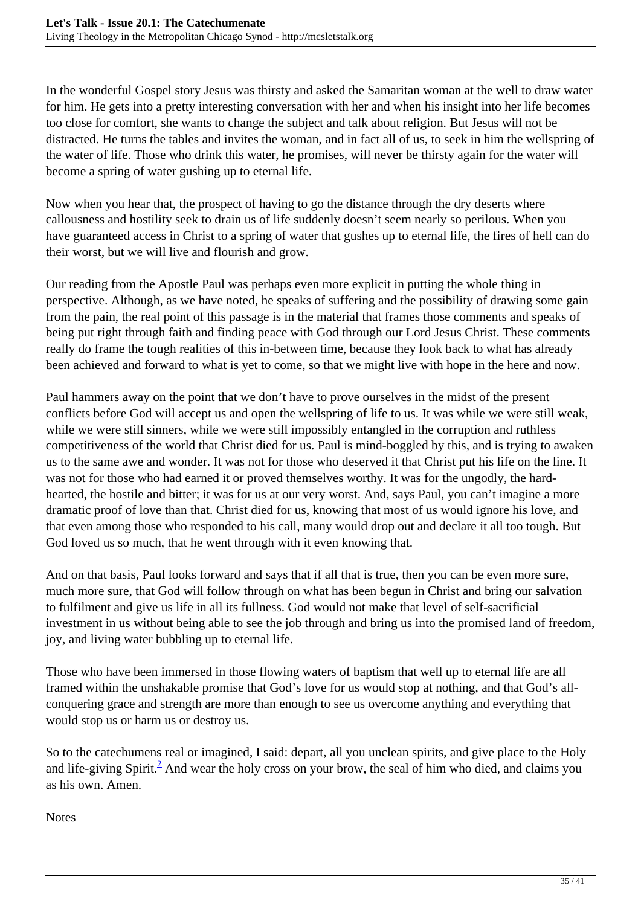In the wonderful Gospel story Jesus was thirsty and asked the Samaritan woman at the well to draw water for him. He gets into a pretty interesting conversation with her and when his insight into her life becomes too close for comfort, she wants to change the subject and talk about religion. But Jesus will not be distracted. He turns the tables and invites the woman, and in fact all of us, to seek in him the wellspring of the water of life. Those who drink this water, he promises, will never be thirsty again for the water will become a spring of water gushing up to eternal life.

Now when you hear that, the prospect of having to go the distance through the dry deserts where callousness and hostility seek to drain us of life suddenly doesn't seem nearly so perilous. When you have guaranteed access in Christ to a spring of water that gushes up to eternal life, the fires of hell can do their worst, but we will live and flourish and grow.

Our reading from the Apostle Paul was perhaps even more explicit in putting the whole thing in perspective. Although, as we have noted, he speaks of suffering and the possibility of drawing some gain from the pain, the real point of this passage is in the material that frames those comments and speaks of being put right through faith and finding peace with God through our Lord Jesus Christ. These comments really do frame the tough realities of this in-between time, because they look back to what has already been achieved and forward to what is yet to come, so that we might live with hope in the here and now.

Paul hammers away on the point that we don't have to prove ourselves in the midst of the present conflicts before God will accept us and open the wellspring of life to us. It was while we were still weak, while we were still sinners, while we were still impossibly entangled in the corruption and ruthless competitiveness of the world that Christ died for us. Paul is mind-boggled by this, and is trying to awaken us to the same awe and wonder. It was not for those who deserved it that Christ put his life on the line. It was not for those who had earned it or proved themselves worthy. It was for the ungodly, the hard-hearted, the hostile and bitter; it was for us at our very worst. And, says Paul, you can't imagine a more dramatic proof of love than that. Christ died for us, knowing that most of us would ignore his love, and that even among those who responded to his call, many would drop out and declare it all too tough. But God loved us so much, that he went through with it even knowing that.

And on that basis, Paul looks forward and says that if all that is true, then you can be even more sure, much more sure, that God will follow through on what has been begun in Christ and bring our salvation to fulfilment and give us life in all its fullness. God would not make that level of self-sacrificial investment in us without being able to see the job through and bring us into the promised land of freedom, joy, and living water bubbling up to eternal life.

Those who have been immersed in those flowing waters of baptism that well up to eternal life are all framed within the unshakable promise that God's love for us would stop at nothing, and that God's all-conquering grace and strength are more than enough to see us overcome anything and everything that would stop us or harm us or destroy us.

So to the catechumens real or imagined, I said: depart, all you unclean spirits, and give place to the Holy and life-giving Spirit.[2] And wear the holy cross on your brow, the seal of him who died, and claims you as his own. Amen.

---

Notes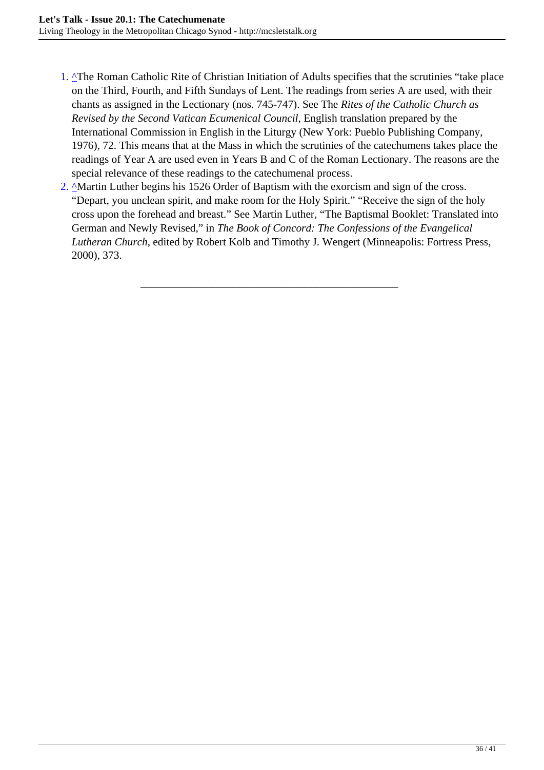1. ^The Roman Catholic Rite of Christian Initiation of Adults specifies that the scrutinies "take place on the Third, Fourth, and Fifth Sundays of Lent. The readings from series A are used, with their chants as assigned in the Lectionary (nos. 745-747). See The *Rites of the Catholic Church as Revised by the Second Vatican Ecumenical Council*, English translation prepared by the International Commission in English in the Liturgy (New York: Pueblo Publishing Company, 1976), 72. This means that at the Mass in which the scrutinies of the catechumens takes place the readings of Year A are used even in Years B and C of the Roman Lectionary. The reasons are the special relevance of these readings to the catechumenal process.
2. ^Martin Luther begins his 1526 Order of Baptism with the exorcism and sign of the cross. "Depart, you unclean spirit, and make room for the Holy Spirit." "Receive the sign of the holy cross upon the forehead and breast." See Martin Luther, "The Baptismal Booklet: Translated into German and Newly Revised," in *The Book of Concord: The Confessions of the Evangelical Lutheran Church*, edited by Robert Kolb and Timothy J. Wengert (Minneapolis: Fortress Press, 2000), 373.

---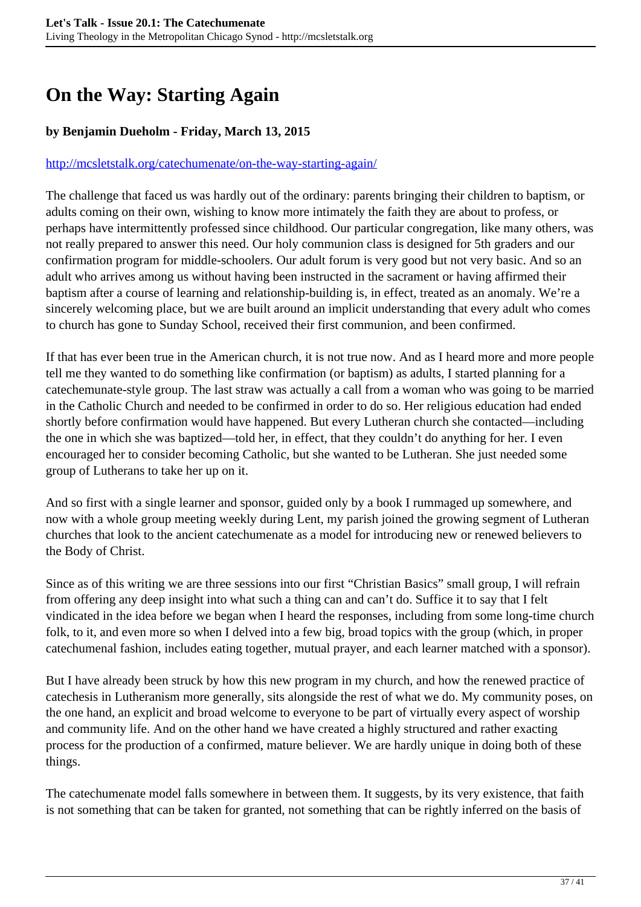# On the Way: Starting Again

**by Benjamin Dueholm - Friday, March 13, 2015**

http://mcsletstalk.org/catechumenate/on-the-way-starting-again/

The challenge that faced us was hardly out of the ordinary: parents bringing their children to baptism, or adults coming on their own, wishing to know more intimately the faith they are about to profess, or perhaps have intermittently professed since childhood. Our particular congregation, like many others, was not really prepared to answer this need. Our holy communion class is designed for 5th graders and our confirmation program for middle-schoolers. Our adult forum is very good but not very basic. And so an adult who arrives among us without having been instructed in the sacrament or having affirmed their baptism after a course of learning and relationship-building is, in effect, treated as an anomaly. We're a sincerely welcoming place, but we are built around an implicit understanding that every adult who comes to church has gone to Sunday School, received their first communion, and been confirmed.

If that has ever been true in the American church, it is not true now. And as I heard more and more people tell me they wanted to do something like confirmation (or baptism) as adults, I started planning for a catechemunate-style group. The last straw was actually a call from a woman who was going to be married in the Catholic Church and needed to be confirmed in order to do so. Her religious education had ended shortly before confirmation would have happened. But every Lutheran church she contacted—including the one in which she was baptized—told her, in effect, that they couldn't do anything for her. I even encouraged her to consider becoming Catholic, but she wanted to be Lutheran. She just needed some group of Lutherans to take her up on it.

And so first with a single learner and sponsor, guided only by a book I rummaged up somewhere, and now with a whole group meeting weekly during Lent, my parish joined the growing segment of Lutheran churches that look to the ancient catechumenate as a model for introducing new or renewed believers to the Body of Christ.

Since as of this writing we are three sessions into our first "Christian Basics" small group, I will refrain from offering any deep insight into what such a thing can and can't do. Suffice it to say that I felt vindicated in the idea before we began when I heard the responses, including from some long-time church folk, to it, and even more so when I delved into a few big, broad topics with the group (which, in proper catechumenal fashion, includes eating together, mutual prayer, and each learner matched with a sponsor).

But I have already been struck by how this new program in my church, and how the renewed practice of catechesis in Lutheranism more generally, sits alongside the rest of what we do. My community poses, on the one hand, an explicit and broad welcome to everyone to be part of virtually every aspect of worship and community life. And on the other hand we have created a highly structured and rather exacting process for the production of a confirmed, mature believer. We are hardly unique in doing both of these things.

The catechumenate model falls somewhere in between them. It suggests, by its very existence, that faith is not something that can be taken for granted, not something that can be rightly inferred on the basis of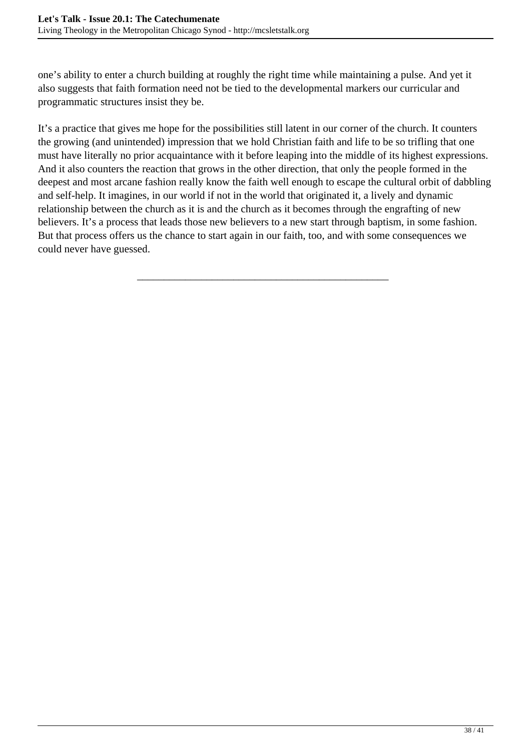one's ability to enter a church building at roughly the right time while maintaining a pulse. And yet it also suggests that faith formation need not be tied to the developmental markers our curricular and programmatic structures insist they be.

It's a practice that gives me hope for the possibilities still latent in our corner of the church. It counters the growing (and unintended) impression that we hold Christian faith and life to be so trifling that one must have literally no prior acquaintance with it before leaping into the middle of its highest expressions. And it also counters the reaction that grows in the other direction, that only the people formed in the deepest and most arcane fashion really know the faith well enough to escape the cultural orbit of dabbling and self-help. It imagines, in our world if not in the world that originated it, a lively and dynamic relationship between the church as it is and the church as it becomes through the engrafting of new believers. It's a process that leads those new believers to a new start through baptism, in some fashion. But that process offers us the chance to start again in our faith, too, and with some consequences we could never have guessed.

---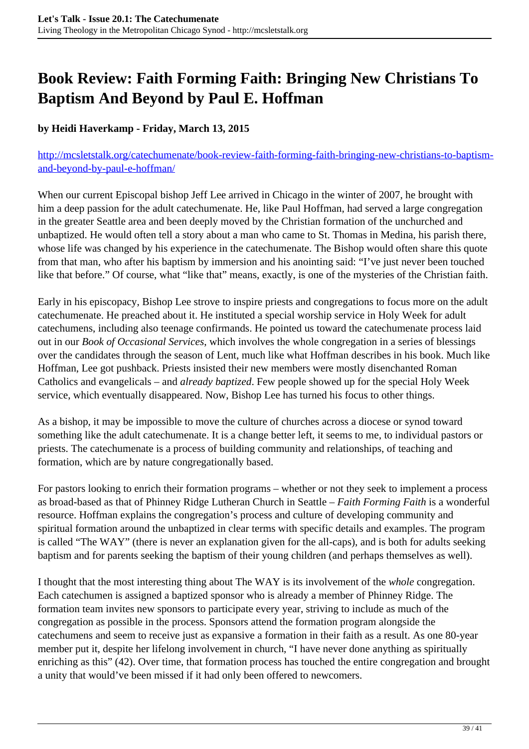# Book Review: Faith Forming Faith: Bringing New Christians To Baptism And Beyond by Paul E. Hoffman

**by Heidi Haverkamp - Friday, March 13, 2015**

http://mcsletstalk.org/catechumenate/book-review-faith-forming-faith-bringing-new-christians-to-baptism-and-beyond-by-paul-e-hoffman/

When our current Episcopal bishop Jeff Lee arrived in Chicago in the winter of 2007, he brought with him a deep passion for the adult catechumenate. He, like Paul Hoffman, had served a large congregation in the greater Seattle area and been deeply moved by the Christian formation of the unchurched and unbaptized. He would often tell a story about a man who came to St. Thomas in Medina, his parish there, whose life was changed by his experience in the catechumenate. The Bishop would often share this quote from that man, who after his baptism by immersion and his anointing said: "I've just never been touched like that before." Of course, what "like that" means, exactly, is one of the mysteries of the Christian faith.

Early in his episcopacy, Bishop Lee strove to inspire priests and congregations to focus more on the adult catechumenate. He preached about it. He instituted a special worship service in Holy Week for adult catechumens, including also teenage confirmands. He pointed us toward the catechumenate process laid out in our *Book of Occasional Services*, which involves the whole congregation in a series of blessings over the candidates through the season of Lent, much like what Hoffman describes in his book. Much like Hoffman, Lee got pushback. Priests insisted their new members were mostly disenchanted Roman Catholics and evangelicals – and *already baptized*. Few people showed up for the special Holy Week service, which eventually disappeared. Now, Bishop Lee has turned his focus to other things.

As a bishop, it may be impossible to move the culture of churches across a diocese or synod toward something like the adult catechumenate. It is a change better left, it seems to me, to individual pastors or priests. The catechumenate is a process of building community and relationships, of teaching and formation, which are by nature congregationally based.

For pastors looking to enrich their formation programs – whether or not they seek to implement a process as broad-based as that of Phinney Ridge Lutheran Church in Seattle – *Faith Forming Faith* is a wonderful resource. Hoffman explains the congregation's process and culture of developing community and spiritual formation around the unbaptized in clear terms with specific details and examples. The program is called "The WAY" (there is never an explanation given for the all-caps), and is both for adults seeking baptism and for parents seeking the baptism of their young children (and perhaps themselves as well).

I thought that the most interesting thing about The WAY is its involvement of the *whole* congregation. Each catechumen is assigned a baptized sponsor who is already a member of Phinney Ridge. The formation team invites new sponsors to participate every year, striving to include as much of the congregation as possible in the process. Sponsors attend the formation program alongside the catechumens and seem to receive just as expansive a formation in their faith as a result. As one 80-year member put it, despite her lifelong involvement in church, "I have never done anything as spiritually enriching as this" (42). Over time, that formation process has touched the entire congregation and brought a unity that would've been missed if it had only been offered to newcomers.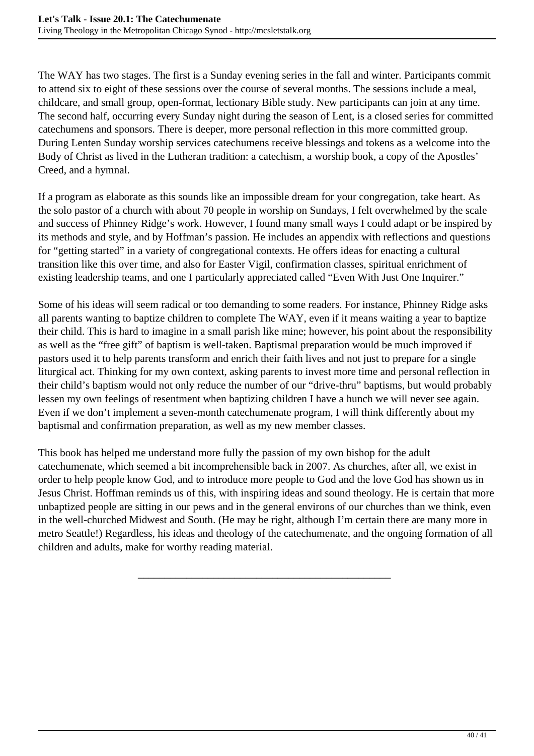The WAY has two stages. The first is a Sunday evening series in the fall and winter. Participants commit to attend six to eight of these sessions over the course of several months. The sessions include a meal, childcare, and small group, open-format, lectionary Bible study. New participants can join at any time. The second half, occurring every Sunday night during the season of Lent, is a closed series for committed catechumens and sponsors. There is deeper, more personal reflection in this more committed group. During Lenten Sunday worship services catechumens receive blessings and tokens as a welcome into the Body of Christ as lived in the Lutheran tradition: a catechism, a worship book, a copy of the Apostles' Creed, and a hymnal.

If a program as elaborate as this sounds like an impossible dream for your congregation, take heart. As the solo pastor of a church with about 70 people in worship on Sundays, I felt overwhelmed by the scale and success of Phinney Ridge's work. However, I found many small ways I could adapt or be inspired by its methods and style, and by Hoffman's passion. He includes an appendix with reflections and questions for "getting started" in a variety of congregational contexts. He offers ideas for enacting a cultural transition like this over time, and also for Easter Vigil, confirmation classes, spiritual enrichment of existing leadership teams, and one I particularly appreciated called "Even With Just One Inquirer."

Some of his ideas will seem radical or too demanding to some readers. For instance, Phinney Ridge asks all parents wanting to baptize children to complete The WAY, even if it means waiting a year to baptize their child. This is hard to imagine in a small parish like mine; however, his point about the responsibility as well as the "free gift" of baptism is well-taken. Baptismal preparation would be much improved if pastors used it to help parents transform and enrich their faith lives and not just to prepare for a single liturgical act. Thinking for my own context, asking parents to invest more time and personal reflection in their child's baptism would not only reduce the number of our "drive-thru" baptisms, but would probably lessen my own feelings of resentment when baptizing children I have a hunch we will never see again. Even if we don't implement a seven-month catechumenate program, I will think differently about my baptismal and confirmation preparation, as well as my new member classes.

This book has helped me understand more fully the passion of my own bishop for the adult catechumenate, which seemed a bit incomprehensible back in 2007. As churches, after all, we exist in order to help people know God, and to introduce more people to God and the love God has shown us in Jesus Christ. Hoffman reminds us of this, with inspiring ideas and sound theology. He is certain that more unbaptized people are sitting in our pews and in the general environs of our churches than we think, even in the well-churched Midwest and South. (He may be right, although I'm certain there are many more in metro Seattle!) Regardless, his ideas and theology of the catechumenate, and the ongoing formation of all children and adults, make for worthy reading material.

---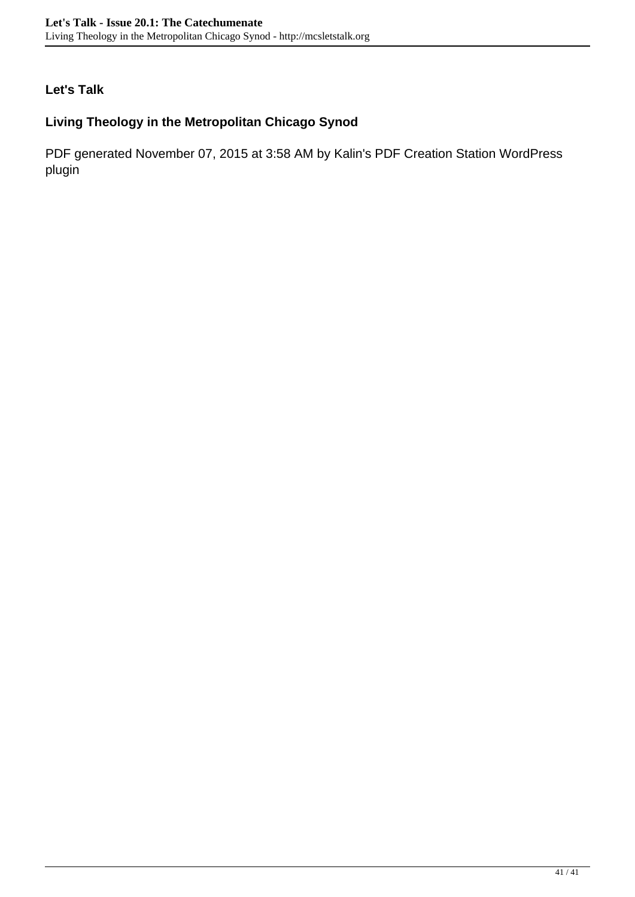**Let's Talk**

**Living Theology in the Metropolitan Chicago Synod**

PDF generated November 07, 2015 at 3:58 AM by Kalin's PDF Creation Station WordPress plugin